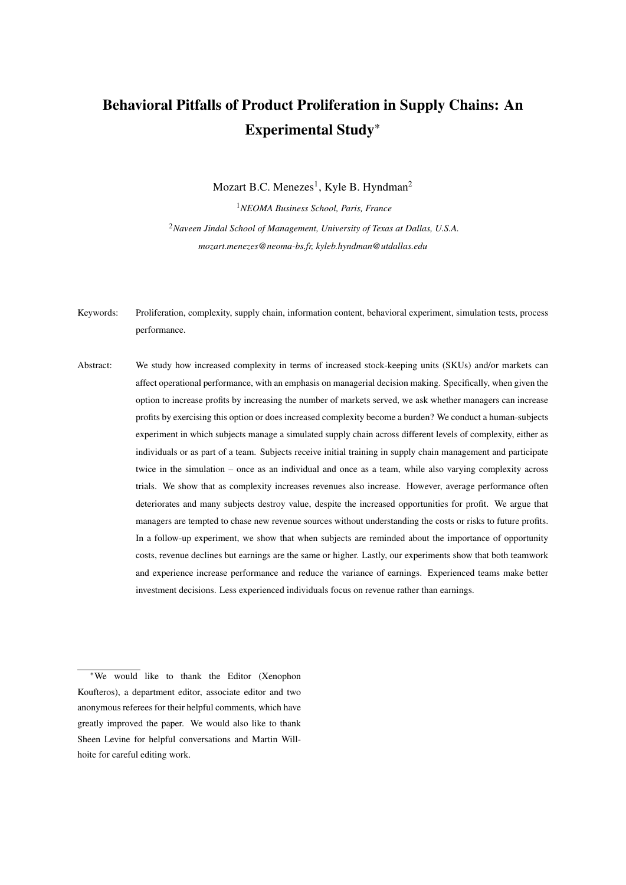# Behavioral Pitfalls of Product Proliferation in Supply Chains: An Experimental Study*

Mozart B.C. Menezes[1], Kyle B. Hyndman[2]

[1]*NEOMA Business School, Paris, France*

[2]*Naveen Jindal School of Management, University of Texas at Dallas, U.S.A.*

*mozart.menezes@neoma-bs.fr, kyleb.hyndman@utdallas.edu*

Keywords: Proliferation, complexity, supply chain, information content, behavioral experiment, simulation tests, process performance.

Abstract: We study how increased complexity in terms of increased stock-keeping units (SKUs) and/or markets can affect operational performance, with an emphasis on managerial decision making. Specifically, when given the option to increase profits by increasing the number of markets served, we ask whether managers can increase profits by exercising this option or does increased complexity become a burden? We conduct a human-subjects experiment in which subjects manage a simulated supply chain across different levels of complexity, either as individuals or as part of a team. Subjects receive initial training in supply chain management and participate twice in the simulation – once as an individual and once as a team, while also varying complexity across trials. We show that as complexity increases revenues also increase. However, average performance often deteriorates and many subjects destroy value, despite the increased opportunities for profit. We argue that managers are tempted to chase new revenue sources without understanding the costs or risks to future profits. In a follow-up experiment, we show that when subjects are reminded about the importance of opportunity costs, revenue declines but earnings are the same or higher. Lastly, our experiments show that both teamwork and experience increase performance and reduce the variance of earnings. Experienced teams make better investment decisions. Less experienced individuals focus on revenue rather than earnings.

*We would like to thank the Editor (Xenophon Koufteros), a department editor, associate editor and two anonymous referees for their helpful comments, which have greatly improved the paper. We would also like to thank Sheen Levine for helpful conversations and Martin Willhoite for careful editing work.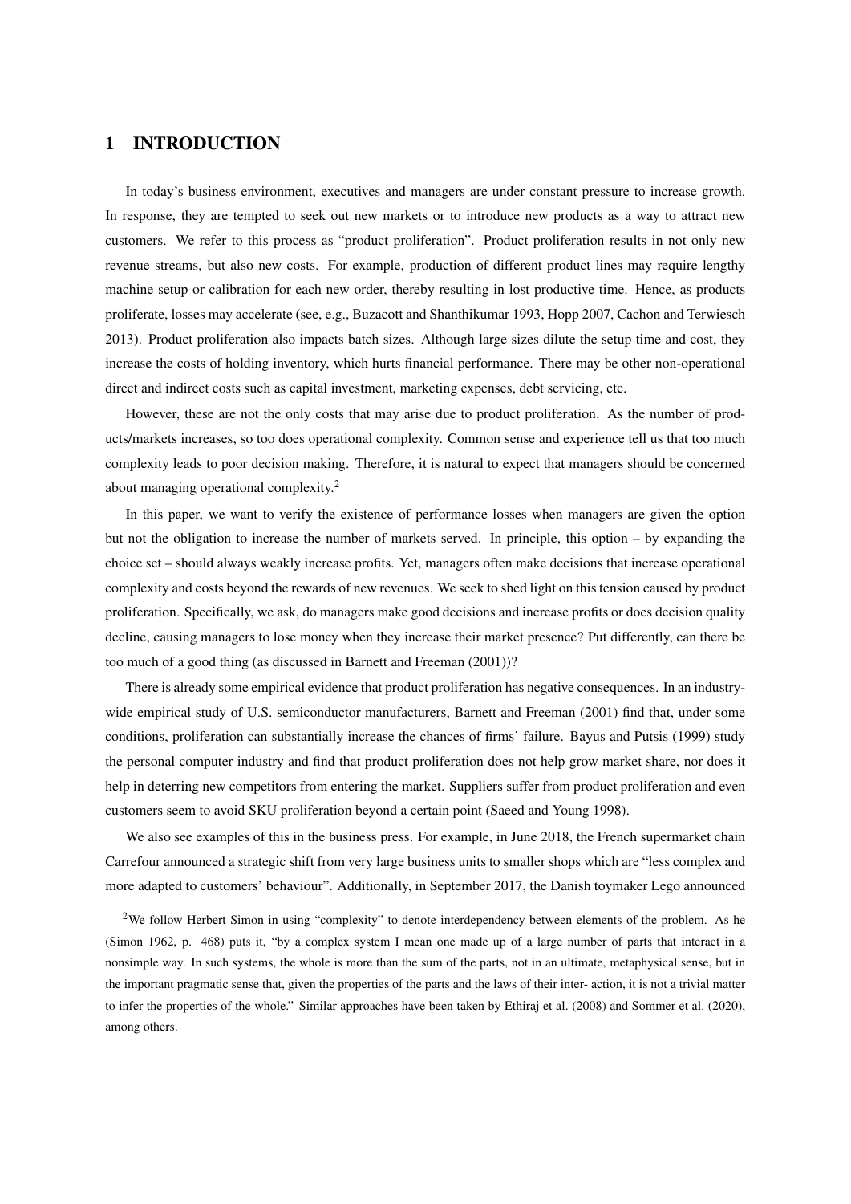# 1 INTRODUCTION

In today's business environment, executives and managers are under constant pressure to increase growth. In response, they are tempted to seek out new markets or to introduce new products as a way to attract new customers. We refer to this process as "product proliferation". Product proliferation results in not only new revenue streams, but also new costs. For example, production of different product lines may require lengthy machine setup or calibration for each new order, thereby resulting in lost productive time. Hence, as products proliferate, losses may accelerate (see, e.g., Buzacott and Shanthikumar 1993, Hopp 2007, Cachon and Terwiesch 2013). Product proliferation also impacts batch sizes. Although large sizes dilute the setup time and cost, they increase the costs of holding inventory, which hurts financial performance. There may be other non-operational direct and indirect costs such as capital investment, marketing expenses, debt servicing, etc.

However, these are not the only costs that may arise due to product proliferation. As the number of products/markets increases, so too does operational complexity. Common sense and experience tell us that too much complexity leads to poor decision making. Therefore, it is natural to expect that managers should be concerned about managing operational complexity.[2]

In this paper, we want to verify the existence of performance losses when managers are given the option but not the obligation to increase the number of markets served. In principle, this option – by expanding the choice set – should always weakly increase profits. Yet, managers often make decisions that increase operational complexity and costs beyond the rewards of new revenues. We seek to shed light on this tension caused by product proliferation. Specifically, we ask, do managers make good decisions and increase profits or does decision quality decline, causing managers to lose money when they increase their market presence? Put differently, can there be too much of a good thing (as discussed in Barnett and Freeman (2001))?

There is already some empirical evidence that product proliferation has negative consequences. In an industry-wide empirical study of U.S. semiconductor manufacturers, Barnett and Freeman (2001) find that, under some conditions, proliferation can substantially increase the chances of firms' failure. Bayus and Putsis (1999) study the personal computer industry and find that product proliferation does not help grow market share, nor does it help in deterring new competitors from entering the market. Suppliers suffer from product proliferation and even customers seem to avoid SKU proliferation beyond a certain point (Saeed and Young 1998).

We also see examples of this in the business press. For example, in June 2018, the French supermarket chain Carrefour announced a strategic shift from very large business units to smaller shops which are "less complex and more adapted to customers' behaviour". Additionally, in September 2017, the Danish toymaker Lego announced

[2] We follow Herbert Simon in using "complexity" to denote interdependency between elements of the problem. As he (Simon 1962, p. 468) puts it, "by a complex system I mean one made up of a large number of parts that interact in a nonsimple way. In such systems, the whole is more than the sum of the parts, not in an ultimate, metaphysical sense, but in the important pragmatic sense that, given the properties of the parts and the laws of their inter- action, it is not a trivial matter to infer the properties of the whole." Similar approaches have been taken by Ethiraj et al. (2008) and Sommer et al. (2020), among others.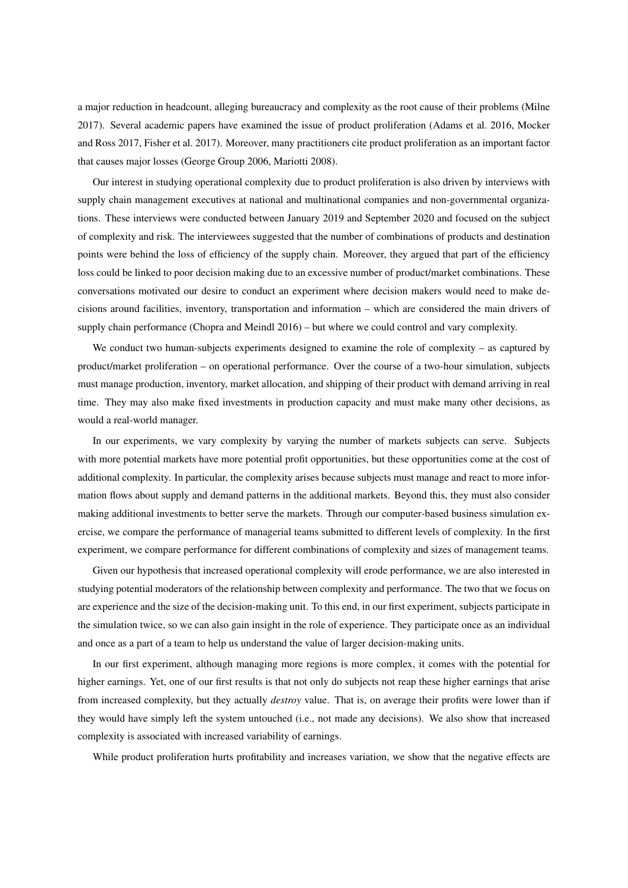a major reduction in headcount, alleging bureaucracy and complexity as the root cause of their problems (Milne 2017). Several academic papers have examined the issue of product proliferation (Adams et al. 2016, Mocker and Ross 2017, Fisher et al. 2017). Moreover, many practitioners cite product proliferation as an important factor that causes major losses (George Group 2006, Mariotti 2008).

Our interest in studying operational complexity due to product proliferation is also driven by interviews with supply chain management executives at national and multinational companies and non-governmental organizations. These interviews were conducted between January 2019 and September 2020 and focused on the subject of complexity and risk. The interviewees suggested that the number of combinations of products and destination points were behind the loss of efficiency of the supply chain. Moreover, they argued that part of the efficiency loss could be linked to poor decision making due to an excessive number of product/market combinations. These conversations motivated our desire to conduct an experiment where decision makers would need to make decisions around facilities, inventory, transportation and information – which are considered the main drivers of supply chain performance (Chopra and Meindl 2016) – but where we could control and vary complexity.

We conduct two human-subjects experiments designed to examine the role of complexity – as captured by product/market proliferation – on operational performance. Over the course of a two-hour simulation, subjects must manage production, inventory, market allocation, and shipping of their product with demand arriving in real time. They may also make fixed investments in production capacity and must make many other decisions, as would a real-world manager.

In our experiments, we vary complexity by varying the number of markets subjects can serve. Subjects with more potential markets have more potential profit opportunities, but these opportunities come at the cost of additional complexity. In particular, the complexity arises because subjects must manage and react to more information flows about supply and demand patterns in the additional markets. Beyond this, they must also consider making additional investments to better serve the markets. Through our computer-based business simulation exercise, we compare the performance of managerial teams submitted to different levels of complexity. In the first experiment, we compare performance for different combinations of complexity and sizes of management teams.

Given our hypothesis that increased operational complexity will erode performance, we are also interested in studying potential moderators of the relationship between complexity and performance. The two that we focus on are experience and the size of the decision-making unit. To this end, in our first experiment, subjects participate in the simulation twice, so we can also gain insight in the role of experience. They participate once as an individual and once as a part of a team to help us understand the value of larger decision-making units.

In our first experiment, although managing more regions is more complex, it comes with the potential for higher earnings. Yet, one of our first results is that not only do subjects not reap these higher earnings that arise from increased complexity, but they actually *destroy* value. That is, on average their profits were lower than if they would have simply left the system untouched (i.e., not made any decisions). We also show that increased complexity is associated with increased variability of earnings.

While product proliferation hurts profitability and increases variation, we show that the negative effects are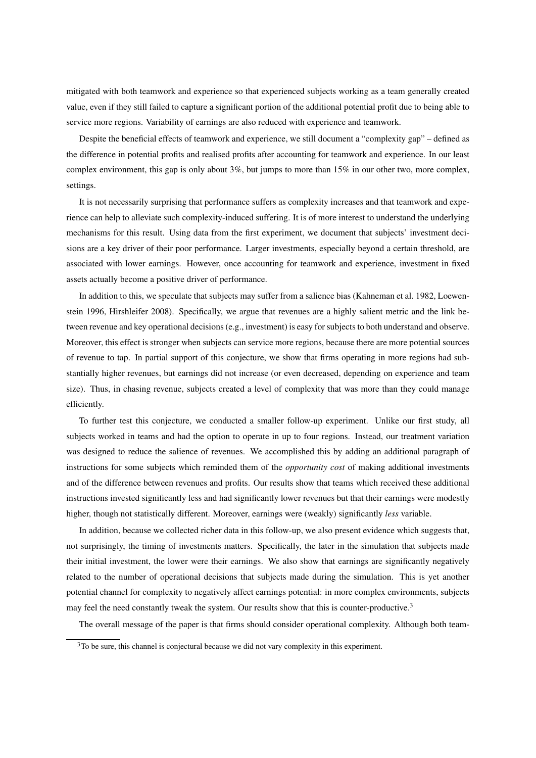mitigated with both teamwork and experience so that experienced subjects working as a team generally created value, even if they still failed to capture a significant portion of the additional potential profit due to being able to service more regions. Variability of earnings are also reduced with experience and teamwork.

Despite the beneficial effects of teamwork and experience, we still document a "complexity gap" – defined as the difference in potential profits and realised profits after accounting for teamwork and experience. In our least complex environment, this gap is only about 3%, but jumps to more than 15% in our other two, more complex, settings.

It is not necessarily surprising that performance suffers as complexity increases and that teamwork and experience can help to alleviate such complexity-induced suffering. It is of more interest to understand the underlying mechanisms for this result. Using data from the first experiment, we document that subjects' investment decisions are a key driver of their poor performance. Larger investments, especially beyond a certain threshold, are associated with lower earnings. However, once accounting for teamwork and experience, investment in fixed assets actually become a positive driver of performance.

In addition to this, we speculate that subjects may suffer from a salience bias (Kahneman et al. 1982, Loewenstein 1996, Hirshleifer 2008). Specifically, we argue that revenues are a highly salient metric and the link between revenue and key operational decisions (e.g., investment) is easy for subjects to both understand and observe. Moreover, this effect is stronger when subjects can service more regions, because there are more potential sources of revenue to tap. In partial support of this conjecture, we show that firms operating in more regions had substantially higher revenues, but earnings did not increase (or even decreased, depending on experience and team size). Thus, in chasing revenue, subjects created a level of complexity that was more than they could manage efficiently.

To further test this conjecture, we conducted a smaller follow-up experiment. Unlike our first study, all subjects worked in teams and had the option to operate in up to four regions. Instead, our treatment variation was designed to reduce the salience of revenues. We accomplished this by adding an additional paragraph of instructions for some subjects which reminded them of the *opportunity cost* of making additional investments and of the difference between revenues and profits. Our results show that teams which received these additional instructions invested significantly less and had significantly lower revenues but that their earnings were modestly higher, though not statistically different. Moreover, earnings were (weakly) significantly *less* variable.

In addition, because we collected richer data in this follow-up, we also present evidence which suggests that, not surprisingly, the timing of investments matters. Specifically, the later in the simulation that subjects made their initial investment, the lower were their earnings. We also show that earnings are significantly negatively related to the number of operational decisions that subjects made during the simulation. This is yet another potential channel for complexity to negatively affect earnings potential: in more complex environments, subjects may feel the need constantly tweak the system. Our results show that this is counter-productive.[3]

The overall message of the paper is that firms should consider operational complexity. Although both team-

[3] To be sure, this channel is conjectural because we did not vary complexity in this experiment.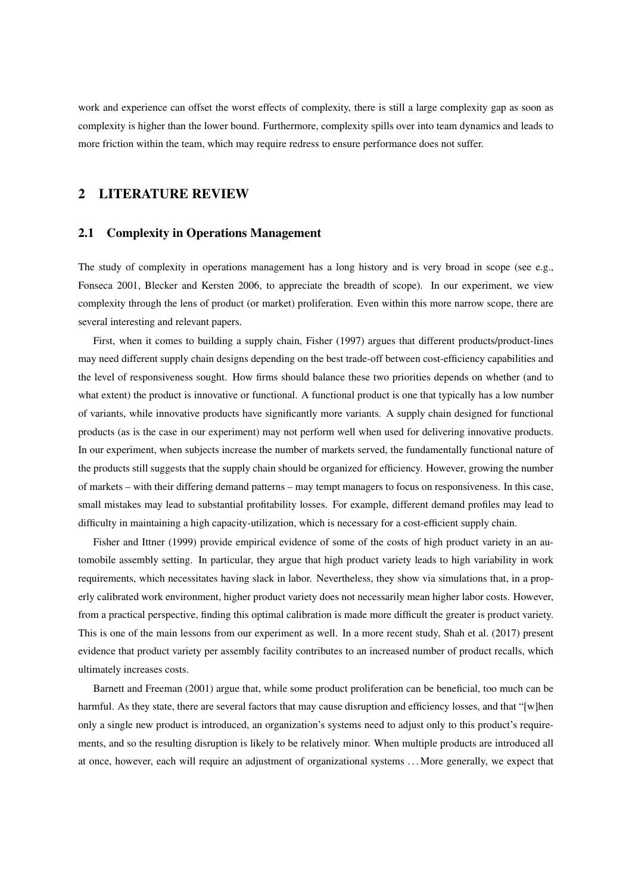work and experience can offset the worst effects of complexity, there is still a large complexity gap as soon as complexity is higher than the lower bound. Furthermore, complexity spills over into team dynamics and leads to more friction within the team, which may require redress to ensure performance does not suffer.

## 2 LITERATURE REVIEW

### 2.1 Complexity in Operations Management

The study of complexity in operations management has a long history and is very broad in scope (see e.g., Fonseca 2001, Blecker and Kersten 2006, to appreciate the breadth of scope). In our experiment, we view complexity through the lens of product (or market) proliferation. Even within this more narrow scope, there are several interesting and relevant papers.

First, when it comes to building a supply chain, Fisher (1997) argues that different products/product-lines may need different supply chain designs depending on the best trade-off between cost-efficiency capabilities and the level of responsiveness sought. How firms should balance these two priorities depends on whether (and to what extent) the product is innovative or functional. A functional product is one that typically has a low number of variants, while innovative products have significantly more variants. A supply chain designed for functional products (as is the case in our experiment) may not perform well when used for delivering innovative products. In our experiment, when subjects increase the number of markets served, the fundamentally functional nature of the products still suggests that the supply chain should be organized for efficiency. However, growing the number of markets – with their differing demand patterns – may tempt managers to focus on responsiveness. In this case, small mistakes may lead to substantial profitability losses. For example, different demand profiles may lead to difficulty in maintaining a high capacity-utilization, which is necessary for a cost-efficient supply chain.

Fisher and Ittner (1999) provide empirical evidence of some of the costs of high product variety in an automobile assembly setting. In particular, they argue that high product variety leads to high variability in work requirements, which necessitates having slack in labor. Nevertheless, they show via simulations that, in a properly calibrated work environment, higher product variety does not necessarily mean higher labor costs. However, from a practical perspective, finding this optimal calibration is made more difficult the greater is product variety. This is one of the main lessons from our experiment as well. In a more recent study, Shah et al. (2017) present evidence that product variety per assembly facility contributes to an increased number of product recalls, which ultimately increases costs.

Barnett and Freeman (2001) argue that, while some product proliferation can be beneficial, too much can be harmful. As they state, there are several factors that may cause disruption and efficiency losses, and that "[w]hen only a single new product is introduced, an organization's systems need to adjust only to this product's requirements, and so the resulting disruption is likely to be relatively minor. When multiple products are introduced all at once, however, each will require an adjustment of organizational systems ... More generally, we expect that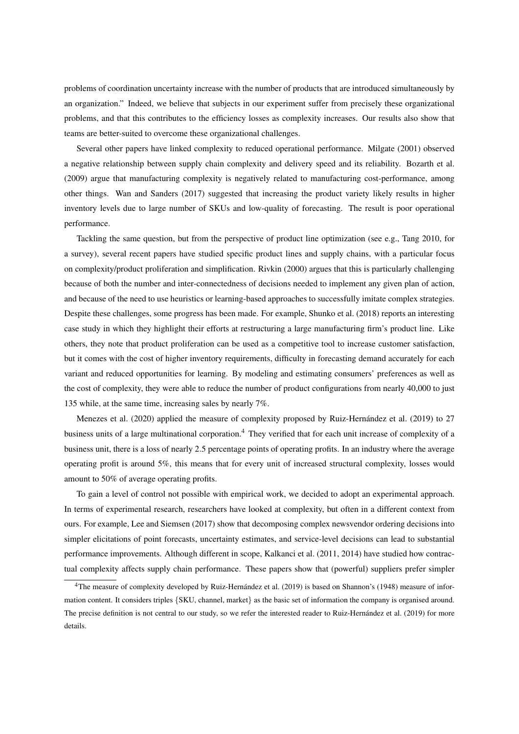problems of coordination uncertainty increase with the number of products that are introduced simultaneously by an organization." Indeed, we believe that subjects in our experiment suffer from precisely these organizational problems, and that this contributes to the efficiency losses as complexity increases. Our results also show that teams are better-suited to overcome these organizational challenges.

Several other papers have linked complexity to reduced operational performance. Milgate (2001) observed a negative relationship between supply chain complexity and delivery speed and its reliability. Bozarth et al. (2009) argue that manufacturing complexity is negatively related to manufacturing cost-performance, among other things. Wan and Sanders (2017) suggested that increasing the product variety likely results in higher inventory levels due to large number of SKUs and low-quality of forecasting. The result is poor operational performance.

Tackling the same question, but from the perspective of product line optimization (see e.g., Tang 2010, for a survey), several recent papers have studied specific product lines and supply chains, with a particular focus on complexity/product proliferation and simplification. Rivkin (2000) argues that this is particularly challenging because of both the number and inter-connectedness of decisions needed to implement any given plan of action, and because of the need to use heuristics or learning-based approaches to successfully imitate complex strategies. Despite these challenges, some progress has been made. For example, Shunko et al. (2018) reports an interesting case study in which they highlight their efforts at restructuring a large manufacturing firm's product line. Like others, they note that product proliferation can be used as a competitive tool to increase customer satisfaction, but it comes with the cost of higher inventory requirements, difficulty in forecasting demand accurately for each variant and reduced opportunities for learning. By modeling and estimating consumers' preferences as well as the cost of complexity, they were able to reduce the number of product configurations from nearly 40,000 to just 135 while, at the same time, increasing sales by nearly 7%.

Menezes et al. (2020) applied the measure of complexity proposed by Ruiz-Hernández et al. (2019) to 27 business units of a large multinational corporation.[4] They verified that for each unit increase of complexity of a business unit, there is a loss of nearly 2.5 percentage points of operating profits. In an industry where the average operating profit is around 5%, this means that for every unit of increased structural complexity, losses would amount to 50% of average operating profits.

To gain a level of control not possible with empirical work, we decided to adopt an experimental approach. In terms of experimental research, researchers have looked at complexity, but often in a different context from ours. For example, Lee and Siemsen (2017) show that decomposing complex newsvendor ordering decisions into simpler elicitations of point forecasts, uncertainty estimates, and service-level decisions can lead to substantial performance improvements. Although different in scope, Kalkanci et al. (2011, 2014) have studied how contractual complexity affects supply chain performance. These papers show that (powerful) suppliers prefer simpler

[4] The measure of complexity developed by Ruiz-Hernández et al. (2019) is based on Shannon's (1948) measure of information content. It considers triples {SKU, channel, market} as the basic set of information the company is organised around. The precise definition is not central to our study, so we refer the interested reader to Ruiz-Hernández et al. (2019) for more details.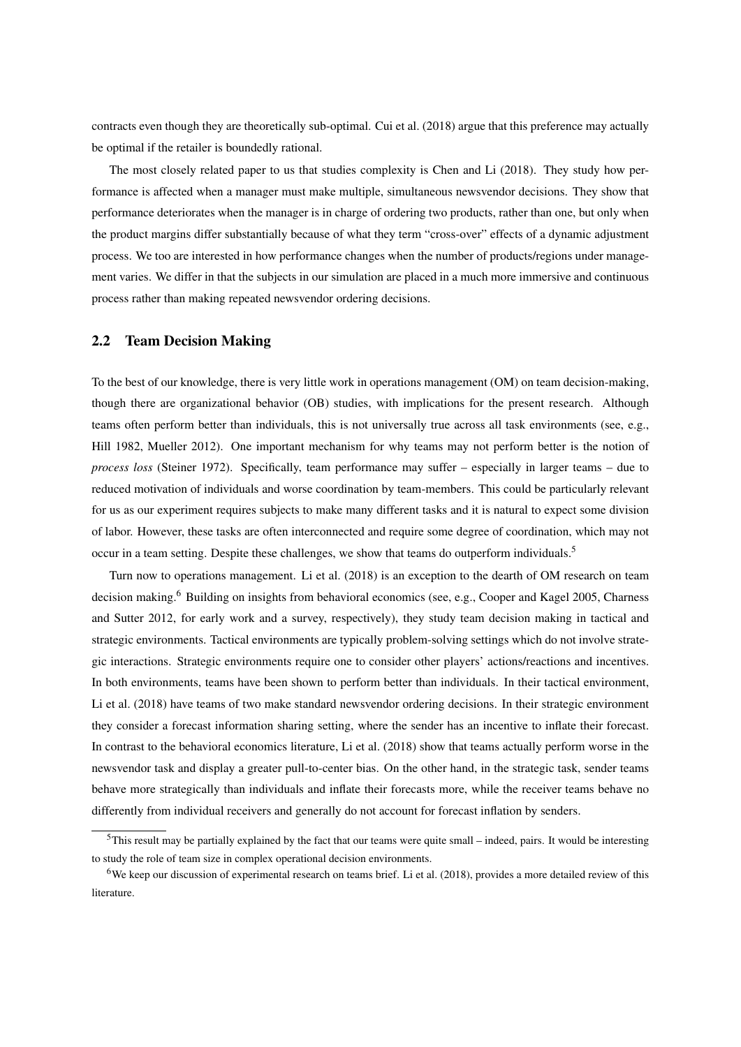contracts even though they are theoretically sub-optimal. Cui et al. (2018) argue that this preference may actually be optimal if the retailer is boundedly rational.

The most closely related paper to us that studies complexity is Chen and Li (2018). They study how performance is affected when a manager must make multiple, simultaneous newsvendor decisions. They show that performance deteriorates when the manager is in charge of ordering two products, rather than one, but only when the product margins differ substantially because of what they term "cross-over" effects of a dynamic adjustment process. We too are interested in how performance changes when the number of products/regions under management varies. We differ in that the subjects in our simulation are placed in a much more immersive and continuous process rather than making repeated newsvendor ordering decisions.

## 2.2 Team Decision Making

To the best of our knowledge, there is very little work in operations management (OM) on team decision-making, though there are organizational behavior (OB) studies, with implications for the present research. Although teams often perform better than individuals, this is not universally true across all task environments (see, e.g., Hill 1982, Mueller 2012). One important mechanism for why teams may not perform better is the notion of *process loss* (Steiner 1972). Specifically, team performance may suffer – especially in larger teams – due to reduced motivation of individuals and worse coordination by team-members. This could be particularly relevant for us as our experiment requires subjects to make many different tasks and it is natural to expect some division of labor. However, these tasks are often interconnected and require some degree of coordination, which may not occur in a team setting. Despite these challenges, we show that teams do outperform individuals.[5]

Turn now to operations management. Li et al. (2018) is an exception to the dearth of OM research on team decision making.[6] Building on insights from behavioral economics (see, e.g., Cooper and Kagel 2005, Charness and Sutter 2012, for early work and a survey, respectively), they study team decision making in tactical and strategic environments. Tactical environments are typically problem-solving settings which do not involve strategic interactions. Strategic environments require one to consider other players' actions/reactions and incentives. In both environments, teams have been shown to perform better than individuals. In their tactical environment, Li et al. (2018) have teams of two make standard newsvendor ordering decisions. In their strategic environment they consider a forecast information sharing setting, where the sender has an incentive to inflate their forecast. In contrast to the behavioral economics literature, Li et al. (2018) show that teams actually perform worse in the newsvendor task and display a greater pull-to-center bias. On the other hand, in the strategic task, sender teams behave more strategically than individuals and inflate their forecasts more, while the receiver teams behave no differently from individual receivers and generally do not account for forecast inflation by senders.

[5] This result may be partially explained by the fact that our teams were quite small – indeed, pairs. It would be interesting to study the role of team size in complex operational decision environments.

[6] We keep our discussion of experimental research on teams brief. Li et al. (2018), provides a more detailed review of this literature.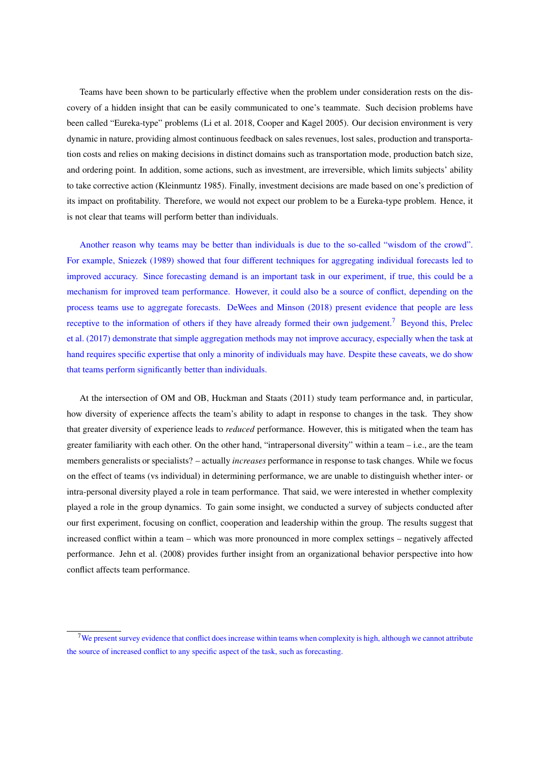Teams have been shown to be particularly effective when the problem under consideration rests on the discovery of a hidden insight that can be easily communicated to one's teammate. Such decision problems have been called "Eureka-type" problems (Li et al. 2018, Cooper and Kagel 2005). Our decision environment is very dynamic in nature, providing almost continuous feedback on sales revenues, lost sales, production and transportation costs and relies on making decisions in distinct domains such as transportation mode, production batch size, and ordering point. In addition, some actions, such as investment, are irreversible, which limits subjects' ability to take corrective action (Kleinmuntz 1985). Finally, investment decisions are made based on one's prediction of its impact on profitability. Therefore, we would not expect our problem to be a Eureka-type problem. Hence, it is not clear that teams will perform better than individuals.

Another reason why teams may be better than individuals is due to the so-called "wisdom of the crowd". For example, Sniezek (1989) showed that four different techniques for aggregating individual forecasts led to improved accuracy. Since forecasting demand is an important task in our experiment, if true, this could be a mechanism for improved team performance. However, it could also be a source of conflict, depending on the process teams use to aggregate forecasts. DeWees and Minson (2018) present evidence that people are less receptive to the information of others if they have already formed their own judgement.[7] Beyond this, Prelec et al. (2017) demonstrate that simple aggregation methods may not improve accuracy, especially when the task at hand requires specific expertise that only a minority of individuals may have. Despite these caveats, we do show that teams perform significantly better than individuals.

At the intersection of OM and OB, Huckman and Staats (2011) study team performance and, in particular, how diversity of experience affects the team's ability to adapt in response to changes in the task. They show that greater diversity of experience leads to *reduced* performance. However, this is mitigated when the team has greater familiarity with each other. On the other hand, "intrapersonal diversity" within a team – i.e., are the team members generalists or specialists? – actually *increases* performance in response to task changes. While we focus on the effect of teams (vs individual) in determining performance, we are unable to distinguish whether inter- or intra-personal diversity played a role in team performance. That said, we were interested in whether complexity played a role in the group dynamics. To gain some insight, we conducted a survey of subjects conducted after our first experiment, focusing on conflict, cooperation and leadership within the group. The results suggest that increased conflict within a team – which was more pronounced in more complex settings – negatively affected performance. Jehn et al. (2008) provides further insight from an organizational behavior perspective into how conflict affects team performance.

[7] We present survey evidence that conflict does increase within teams when complexity is high, although we cannot attribute the source of increased conflict to any specific aspect of the task, such as forecasting.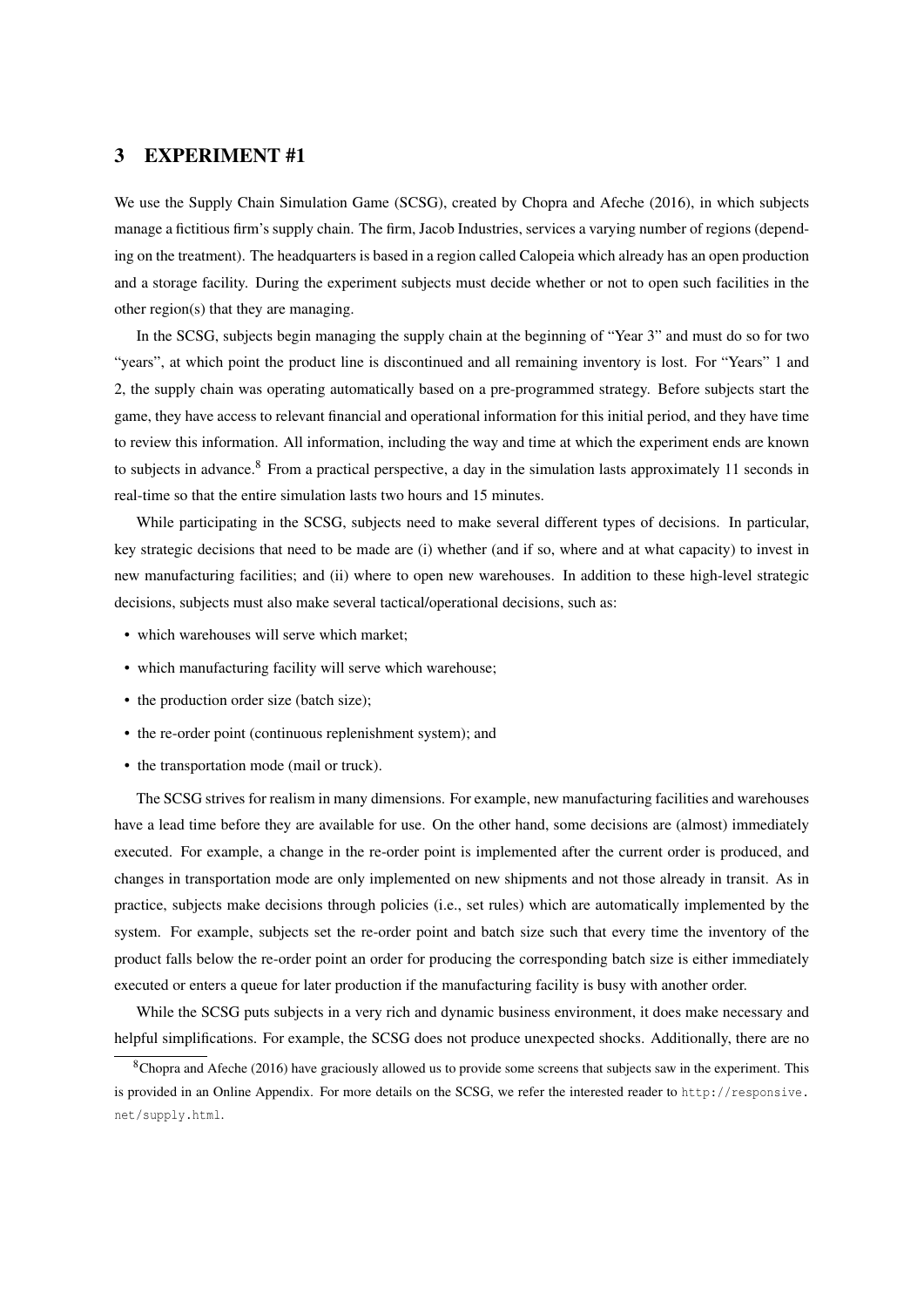## 3 EXPERIMENT #1

We use the Supply Chain Simulation Game (SCSG), created by Chopra and Afeche (2016), in which subjects manage a fictitious firm's supply chain. The firm, Jacob Industries, services a varying number of regions (depending on the treatment). The headquarters is based in a region called Calopeia which already has an open production and a storage facility. During the experiment subjects must decide whether or not to open such facilities in the other region(s) that they are managing.

In the SCSG, subjects begin managing the supply chain at the beginning of "Year 3" and must do so for two "years", at which point the product line is discontinued and all remaining inventory is lost. For "Years" 1 and 2, the supply chain was operating automatically based on a pre-programmed strategy. Before subjects start the game, they have access to relevant financial and operational information for this initial period, and they have time to review this information. All information, including the way and time at which the experiment ends are known to subjects in advance.[8] From a practical perspective, a day in the simulation lasts approximately 11 seconds in real-time so that the entire simulation lasts two hours and 15 minutes.

While participating in the SCSG, subjects need to make several different types of decisions. In particular, key strategic decisions that need to be made are (i) whether (and if so, where and at what capacity) to invest in new manufacturing facilities; and (ii) where to open new warehouses. In addition to these high-level strategic decisions, subjects must also make several tactical/operational decisions, such as:

- which warehouses will serve which market;
- which manufacturing facility will serve which warehouse;
- the production order size (batch size);
- the re-order point (continuous replenishment system); and
- the transportation mode (mail or truck).

The SCSG strives for realism in many dimensions. For example, new manufacturing facilities and warehouses have a lead time before they are available for use. On the other hand, some decisions are (almost) immediately executed. For example, a change in the re-order point is implemented after the current order is produced, and changes in transportation mode are only implemented on new shipments and not those already in transit. As in practice, subjects make decisions through policies (i.e., set rules) which are automatically implemented by the system. For example, subjects set the re-order point and batch size such that every time the inventory of the product falls below the re-order point an order for producing the corresponding batch size is either immediately executed or enters a queue for later production if the manufacturing facility is busy with another order.

While the SCSG puts subjects in a very rich and dynamic business environment, it does make necessary and helpful simplifications. For example, the SCSG does not produce unexpected shocks. Additionally, there are no

[8] Chopra and Afeche (2016) have graciously allowed us to provide some screens that subjects saw in the experiment. This is provided in an Online Appendix. For more details on the SCSG, we refer the interested reader to http://responsive.net/supply.html.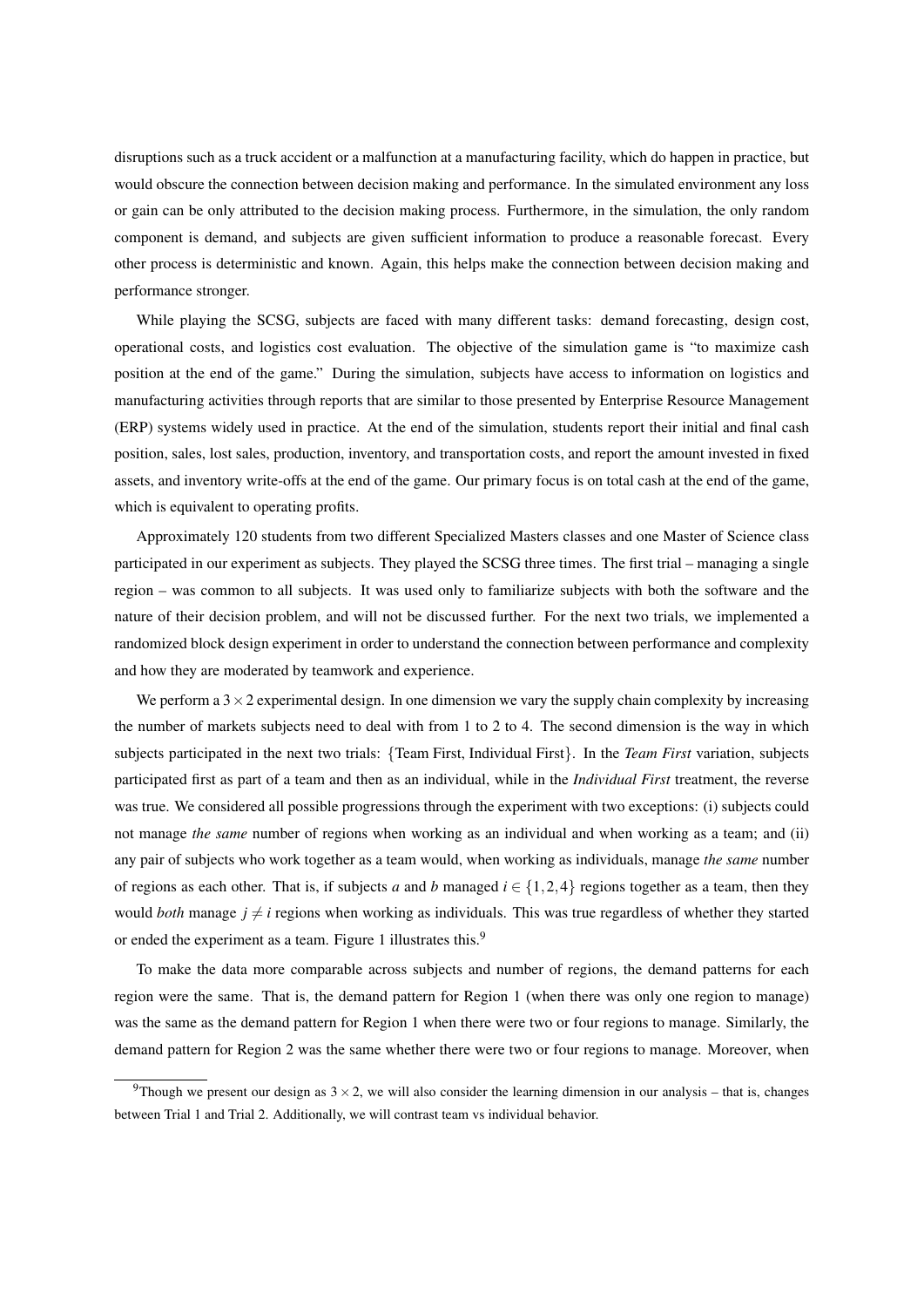disruptions such as a truck accident or a malfunction at a manufacturing facility, which do happen in practice, but would obscure the connection between decision making and performance. In the simulated environment any loss or gain can be only attributed to the decision making process. Furthermore, in the simulation, the only random component is demand, and subjects are given sufficient information to produce a reasonable forecast. Every other process is deterministic and known. Again, this helps make the connection between decision making and performance stronger.

While playing the SCSG, subjects are faced with many different tasks: demand forecasting, design cost, operational costs, and logistics cost evaluation. The objective of the simulation game is "to maximize cash position at the end of the game." During the simulation, subjects have access to information on logistics and manufacturing activities through reports that are similar to those presented by Enterprise Resource Management (ERP) systems widely used in practice. At the end of the simulation, students report their initial and final cash position, sales, lost sales, production, inventory, and transportation costs, and report the amount invested in fixed assets, and inventory write-offs at the end of the game. Our primary focus is on total cash at the end of the game, which is equivalent to operating profits.

Approximately 120 students from two different Specialized Masters classes and one Master of Science class participated in our experiment as subjects. They played the SCSG three times. The first trial – managing a single region – was common to all subjects. It was used only to familiarize subjects with both the software and the nature of their decision problem, and will not be discussed further. For the next two trials, we implemented a randomized block design experiment in order to understand the connection between performance and complexity and how they are moderated by teamwork and experience.

We perform a $3 \times 2$ experimental design. In one dimension we vary the supply chain complexity by increasing the number of markets subjects need to deal with from 1 to 2 to 4. The second dimension is the way in which subjects participated in the next two trials: {Team First, Individual First}. In the *Team First* variation, subjects participated first as part of a team and then as an individual, while in the *Individual First* treatment, the reverse was true. We considered all possible progressions through the experiment with two exceptions: (i) subjects could not manage *the same* number of regions when working as an individual and when working as a team; and (ii) any pair of subjects who work together as a team would, when working as individuals, manage *the same* number of regions as each other. That is, if subjects $a$ and $b$ managed $i \in \{1,2,4\}$ regions together as a team, then they would *both* manage $j \neq i$ regions when working as individuals. This was true regardless of whether they started or ended the experiment as a team. Figure 1 illustrates this.[9]

To make the data more comparable across subjects and number of regions, the demand patterns for each region were the same. That is, the demand pattern for Region 1 (when there was only one region to manage) was the same as the demand pattern for Region 1 when there were two or four regions to manage. Similarly, the demand pattern for Region 2 was the same whether there were two or four regions to manage. Moreover, when

[9]Though we present our design as $3 \times 2$, we will also consider the learning dimension in our analysis – that is, changes between Trial 1 and Trial 2. Additionally, we will contrast team vs individual behavior.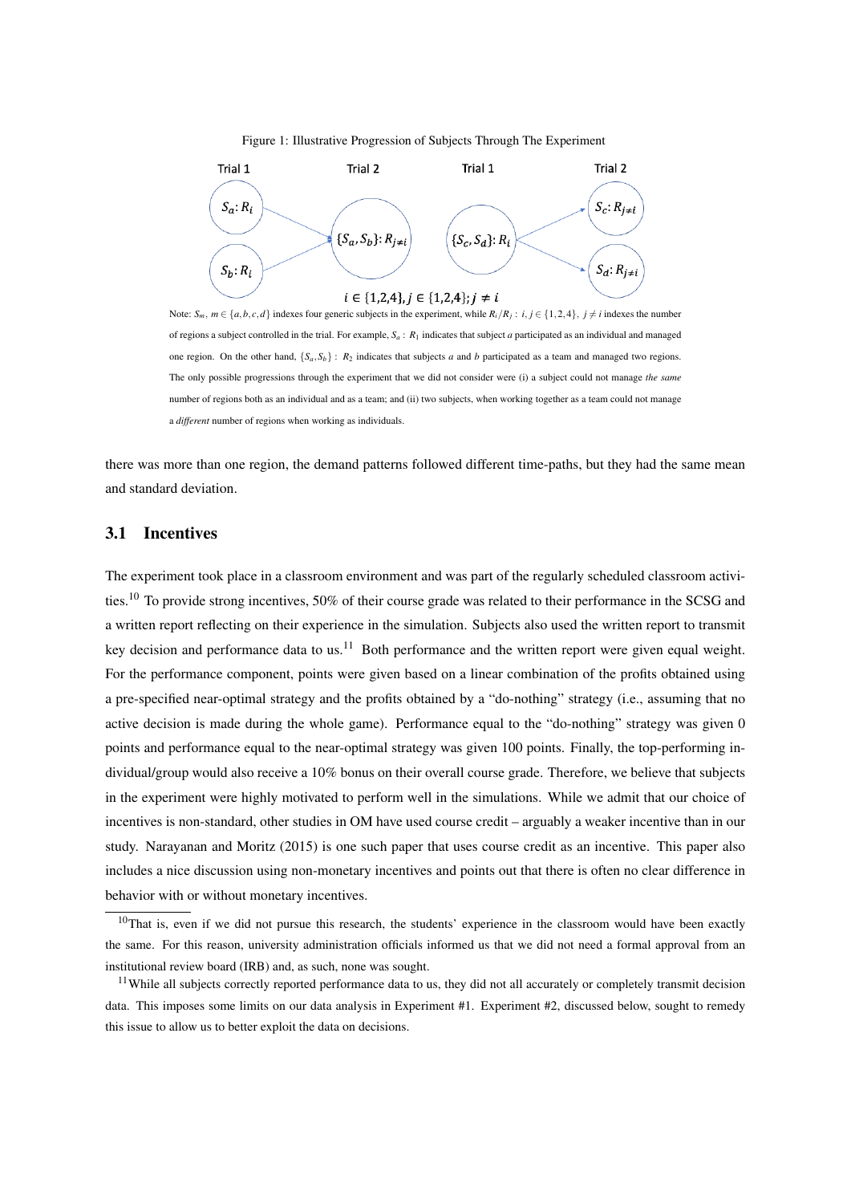Figure 1: Illustrative Progression of Subjects Through The Experiment

Note: $S_m$, $m \in \{a,b,c,d\}$ indexes four generic subjects in the experiment, while $R_i/R_j$ : $i, j \in \{1,2,4\}$, $j \neq i$ indexes the number of regions a subject controlled in the trial. For example, $S_a$ : $R_1$ indicates that subject *a* participated as an individual and managed one region. On the other hand, $\{S_a, S_b\}$ : $R_2$ indicates that subjects *a* and *b* participated as a team and managed two regions. The only possible progressions through the experiment that we did not consider were (i) a subject could not manage *the same* number of regions both as an individual and as a team; and (ii) two subjects, when working together as a team could not manage a *different* number of regions when working as individuals.

there was more than one region, the demand patterns followed different time-paths, but they had the same mean and standard deviation.

## 3.1 Incentives

The experiment took place in a classroom environment and was part of the regularly scheduled classroom activities.[10] To provide strong incentives, 50% of their course grade was related to their performance in the SCSG and a written report reflecting on their experience in the simulation. Subjects also used the written report to transmit key decision and performance data to us.[11] Both performance and the written report were given equal weight. For the performance component, points were given based on a linear combination of the profits obtained using a pre-specified near-optimal strategy and the profits obtained by a "do-nothing" strategy (i.e., assuming that no active decision is made during the whole game). Performance equal to the "do-nothing" strategy was given 0 points and performance equal to the near-optimal strategy was given 100 points. Finally, the top-performing individual/group would also receive a 10% bonus on their overall course grade. Therefore, we believe that subjects in the experiment were highly motivated to perform well in the simulations. While we admit that our choice of incentives is non-standard, other studies in OM have used course credit – arguably a weaker incentive than in our study. Narayanan and Moritz (2015) is one such paper that uses course credit as an incentive. This paper also includes a nice discussion using non-monetary incentives and points out that there is often no clear difference in behavior with or without monetary incentives.

[10] That is, even if we did not pursue this research, the students' experience in the classroom would have been exactly the same. For this reason, university administration officials informed us that we did not need a formal approval from an institutional review board (IRB) and, as such, none was sought.

[11] While all subjects correctly reported performance data to us, they did not all accurately or completely transmit decision data. This imposes some limits on our data analysis in Experiment #1. Experiment #2, discussed below, sought to remedy this issue to allow us to better exploit the data on decisions.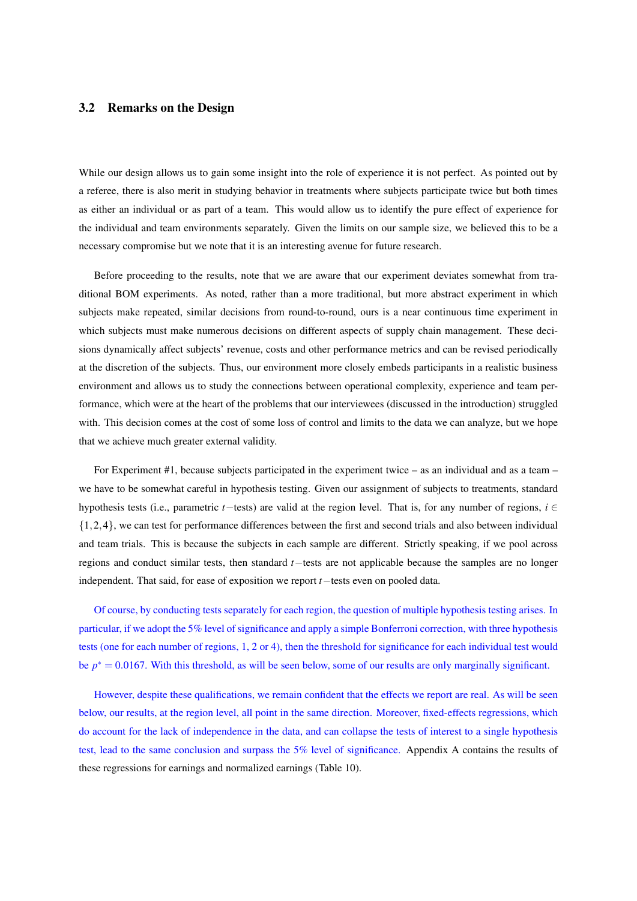### 3.2 Remarks on the Design

While our design allows us to gain some insight into the role of experience it is not perfect. As pointed out by a referee, there is also merit in studying behavior in treatments where subjects participate twice but both times as either an individual or as part of a team. This would allow us to identify the pure effect of experience for the individual and team environments separately. Given the limits on our sample size, we believed this to be a necessary compromise but we note that it is an interesting avenue for future research.

Before proceeding to the results, note that we are aware that our experiment deviates somewhat from traditional BOM experiments. As noted, rather than a more traditional, but more abstract experiment in which subjects make repeated, similar decisions from round-to-round, ours is a near continuous time experiment in which subjects must make numerous decisions on different aspects of supply chain management. These decisions dynamically affect subjects' revenue, costs and other performance metrics and can be revised periodically at the discretion of the subjects. Thus, our environment more closely embeds participants in a realistic business environment and allows us to study the connections between operational complexity, experience and team performance, which were at the heart of the problems that our interviewees (discussed in the introduction) struggled with. This decision comes at the cost of some loss of control and limits to the data we can analyze, but we hope that we achieve much greater external validity.

For Experiment #1, because subjects participated in the experiment twice – as an individual and as a team – we have to be somewhat careful in hypothesis testing. Given our assignment of subjects to treatments, standard hypothesis tests (i.e., parametric $t-$tests) are valid at the region level. That is, for any number of regions, $i \in \{1,2,4\}$, we can test for performance differences between the first and second trials and also between individual and team trials. This is because the subjects in each sample are different. Strictly speaking, if we pool across regions and conduct similar tests, then standard $t-$tests are not applicable because the samples are no longer independent. That said, for ease of exposition we report $t-$tests even on pooled data.

Of course, by conducting tests separately for each region, the question of multiple hypothesis testing arises. In particular, if we adopt the 5% level of significance and apply a simple Bonferroni correction, with three hypothesis tests (one for each number of regions, 1, 2 or 4), then the threshold for significance for each individual test would be $p^* = 0.0167$. With this threshold, as will be seen below, some of our results are only marginally significant.

However, despite these qualifications, we remain confident that the effects we report are real. As will be seen below, our results, at the region level, all point in the same direction. Moreover, fixed-effects regressions, which do account for the lack of independence in the data, and can collapse the tests of interest to a single hypothesis test, lead to the same conclusion and surpass the 5% level of significance. Appendix A contains the results of these regressions for earnings and normalized earnings (Table 10).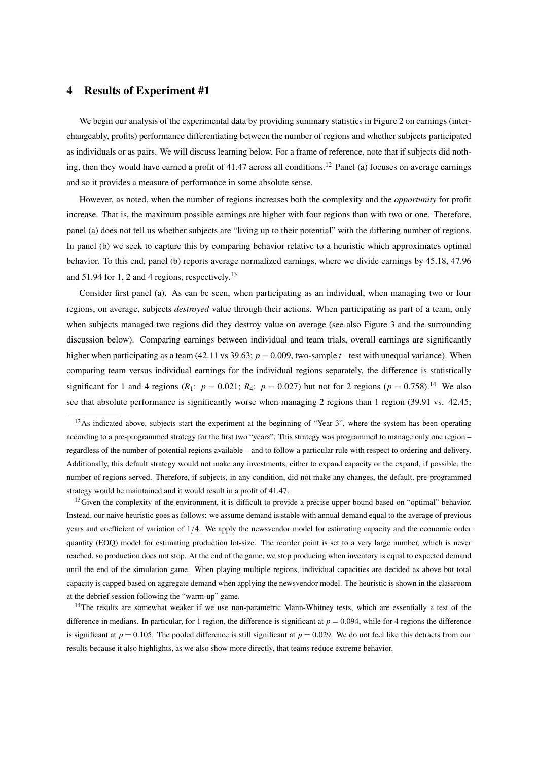## 4 Results of Experiment #1

We begin our analysis of the experimental data by providing summary statistics in Figure 2 on earnings (interchangeably, profits) performance differentiating between the number of regions and whether subjects participated as individuals or as pairs. We will discuss learning below. For a frame of reference, note that if subjects did nothing, then they would have earned a profit of 41.47 across all conditions.[12] Panel (a) focuses on average earnings and so it provides a measure of performance in some absolute sense.

However, as noted, when the number of regions increases both the complexity and the *opportunity* for profit increase. That is, the maximum possible earnings are higher with four regions than with two or one. Therefore, panel (a) does not tell us whether subjects are "living up to their potential" with the differing number of regions. In panel (b) we seek to capture this by comparing behavior relative to a heuristic which approximates optimal behavior. To this end, panel (b) reports average normalized earnings, where we divide earnings by 45.18, 47.96 and 51.94 for 1, 2 and 4 regions, respectively.[13]

Consider first panel (a). As can be seen, when participating as an individual, when managing two or four regions, on average, subjects *destroyed* value through their actions. When participating as part of a team, only when subjects managed two regions did they destroy value on average (see also Figure 3 and the surrounding discussion below). Comparing earnings between individual and team trials, overall earnings are significantly higher when participating as a team (42.11 vs 39.63; $p = 0.009$, two-sample $t-$test with unequal variance). When comparing team versus individual earnings for the individual regions separately, the difference is statistically significant for 1 and 4 regions ($R_1$: $p = 0.021$; $R_4$: $p = 0.027$) but not for 2 regions ($p = 0.758$).[14] We also see that absolute performance is significantly worse when managing 2 regions than 1 region (39.91 vs. 42.45;

---

[12] As indicated above, subjects start the experiment at the beginning of "Year 3", where the system has been operating according to a pre-programmed strategy for the first two "years". This strategy was programmed to manage only one region – regardless of the number of potential regions available – and to follow a particular rule with respect to ordering and delivery. Additionally, this default strategy would not make any investments, either to expand capacity or the expand, if possible, the number of regions served. Therefore, if subjects, in any condition, did not make any changes, the default, pre-programmed strategy would be maintained and it would result in a profit of 41.47.

[13] Given the complexity of the environment, it is difficult to provide a precise upper bound based on "optimal" behavior. Instead, our naive heuristic goes as follows: we assume demand is stable with annual demand equal to the average of previous years and coefficient of variation of $1/4$. We apply the newsvendor model for estimating capacity and the economic order quantity (EOQ) model for estimating production lot-size. The reorder point is set to a very large number, which is never reached, so production does not stop. At the end of the game, we stop producing when inventory is equal to expected demand until the end of the simulation game. When playing multiple regions, individual capacities are decided as above but total capacity is capped based on aggregate demand when applying the newsvendor model. The heuristic is shown in the classroom at the debrief session following the "warm-up" game.

[14] The results are somewhat weaker if we use non-parametric Mann-Whitney tests, which are essentially a test of the difference in medians. In particular, for 1 region, the difference is significant at $p = 0.094$, while for 4 regions the difference is significant at $p = 0.105$. The pooled difference is still significant at $p = 0.029$. We do not feel like this detracts from our results because it also highlights, as we also show more directly, that teams reduce extreme behavior.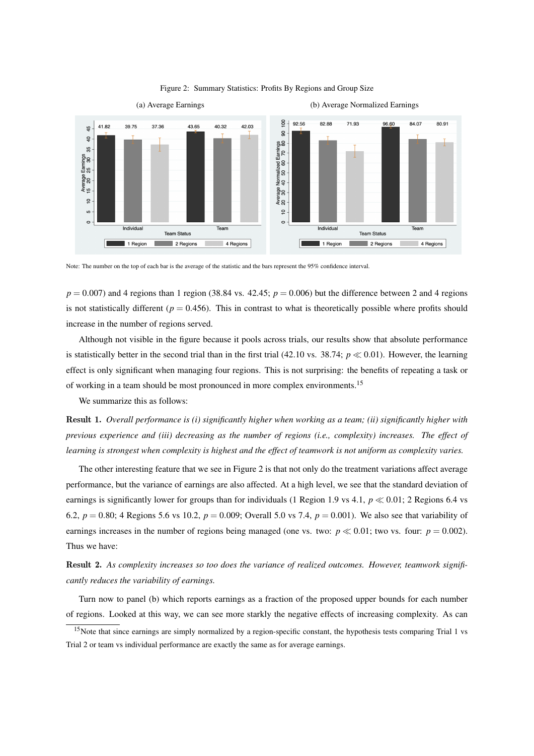Figure 2: Summary Statistics: Profits By Regions and Group Size

(a) Average Earnings

(b) Average Normalized Earnings

Note: The number on the top of each bar is the average of the statistic and the bars represent the 95% confidence interval.

$p = 0.007$) and 4 regions than 1 region (38.84 vs. 42.45; $p = 0.006$) but the difference between 2 and 4 regions is not statistically different ($p = 0.456$). This in contrast to what is theoretically possible where profits should increase in the number of regions served.

Although not visible in the figure because it pools across trials, our results show that absolute performance is statistically better in the second trial than in the first trial (42.10 vs. 38.74; $p \ll 0.01$). However, the learning effect is only significant when managing four regions. This is not surprising: the benefits of repeating a task or of working in a team should be most pronounced in more complex environments.[15]

We summarize this as follows:

**Result 1.** *Overall performance is (i) significantly higher when working as a team; (ii) significantly higher with previous experience and (iii) decreasing as the number of regions (i.e., complexity) increases. The effect of learning is strongest when complexity is highest and the effect of teamwork is not uniform as complexity varies.*

The other interesting feature that we see in Figure 2 is that not only do the treatment variations affect average performance, but the variance of earnings are also affected. At a high level, we see that the standard deviation of earnings is significantly lower for groups than for individuals (1 Region 1.9 vs 4.1, $p \ll 0.01$; 2 Regions 6.4 vs 6.2, $p = 0.80$; 4 Regions 5.6 vs 10.2, $p = 0.009$; Overall 5.0 vs 7.4, $p = 0.001$). We also see that variability of earnings increases in the number of regions being managed (one vs. two: $p \ll 0.01$; two vs. four: $p = 0.002$). Thus we have:

**Result 2.** *As complexity increases so too does the variance of realized outcomes. However, teamwork significantly reduces the variability of earnings.*

Turn now to panel (b) which reports earnings as a fraction of the proposed upper bounds for each number of regions. Looked at this way, we can see more starkly the negative effects of increasing complexity. As can

[15]Note that since earnings are simply normalized by a region-specific constant, the hypothesis tests comparing Trial 1 vs Trial 2 or team vs individual performance are exactly the same as for average earnings.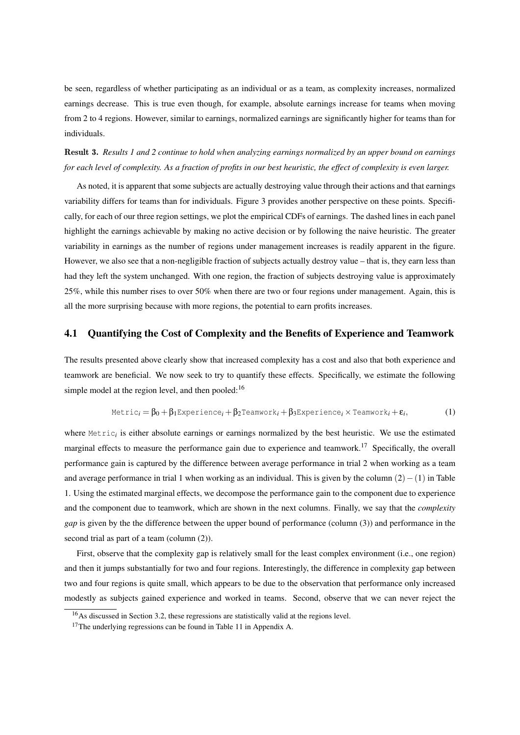be seen, regardless of whether participating as an individual or as a team, as complexity increases, normalized earnings decrease. This is true even though, for example, absolute earnings increase for teams when moving from 2 to 4 regions. However, similar to earnings, normalized earnings are significantly higher for teams than for individuals.

**Result 3.** *Results 1 and 2 continue to hold when analyzing earnings normalized by an upper bound on earnings for each level of complexity. As a fraction of profits in our best heuristic, the effect of complexity is even larger.*

As noted, it is apparent that some subjects are actually destroying value through their actions and that earnings variability differs for teams than for individuals. Figure 3 provides another perspective on these points. Specifically, for each of our three region settings, we plot the empirical CDFs of earnings. The dashed lines in each panel highlight the earnings achievable by making no active decision or by following the naive heuristic. The greater variability in earnings as the number of regions under management increases is readily apparent in the figure. However, we also see that a non-negligible fraction of subjects actually destroy value – that is, they earn less than had they left the system unchanged. With one region, the fraction of subjects destroying value is approximately 25%, while this number rises to over 50% when there are two or four regions under management. Again, this is all the more surprising because with more regions, the potential to earn profits increases.

## 4.1 Quantifying the Cost of Complexity and the Benefits of Experience and Teamwork

The results presented above clearly show that increased complexity has a cost and also that both experience and teamwork are beneficial. We now seek to try to quantify these effects. Specifically, we estimate the following simple model at the region level, and then pooled:[16]

$$\texttt{Metric}_i = \beta_0 + \beta_1 \texttt{Experience}_i + \beta_2 \texttt{Teamwork}_i + \beta_3 \texttt{Experience}_i \times \texttt{Teamwork}_i + \varepsilon_i, \qquad (1)$$

where $\texttt{Metric}_i$ is either absolute earnings or earnings normalized by the best heuristic. We use the estimated marginal effects to measure the performance gain due to experience and teamwork.[17] Specifically, the overall performance gain is captured by the difference between average performance in trial 2 when working as a team and average performance in trial 1 when working as an individual. This is given by the column $(2)-(1)$ in Table 1. Using the estimated marginal effects, we decompose the performance gain to the component due to experience and the component due to teamwork, which are shown in the next columns. Finally, we say that the *complexity gap* is given by the the difference between the upper bound of performance (column (3)) and performance in the second trial as part of a team (column (2)).

First, observe that the complexity gap is relatively small for the least complex environment (i.e., one region) and then it jumps substantially for two and four regions. Interestingly, the difference in complexity gap between two and four regions is quite small, which appears to be due to the observation that performance only increased modestly as subjects gained experience and worked in teams. Second, observe that we can never reject the

[16] As discussed in Section 3.2, these regressions are statistically valid at the regions level.

[17] The underlying regressions can be found in Table 11 in Appendix A.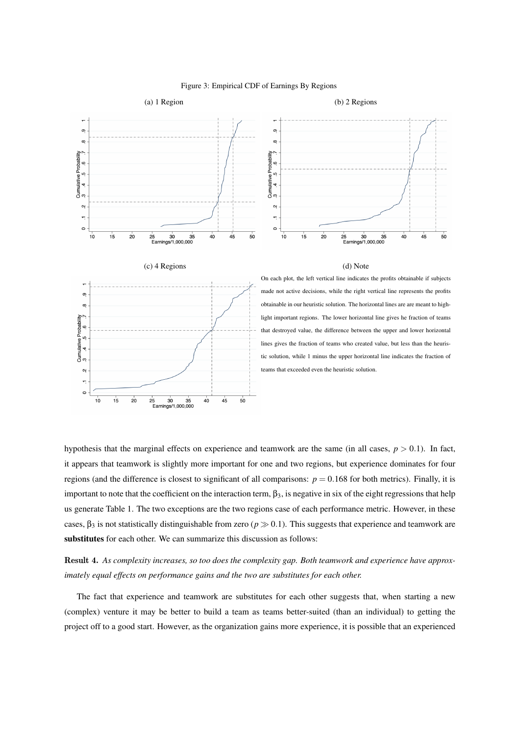Figure 3: Empirical CDF of Earnings By Regions

(a) 1 Region

(b) 2 Regions

(c) 4 Regions

(d) Note

On each plot, the left vertical line indicates the profits obtainable if subjects made not active decisions, while the right vertical line represents the profits obtainable in our heuristic solution. The horizontal lines are are meant to highlight important regions. The lower horizontal line gives he fraction of teams that destroyed value, the difference between the upper and lower horizontal lines gives the fraction of teams who created value, but less than the heuristic solution, while 1 minus the upper horizontal line indicates the fraction of teams that exceeded even the heuristic solution.

hypothesis that the marginal effects on experience and teamwork are the same (in all cases, $p > 0.1$). In fact, it appears that teamwork is slightly more important for one and two regions, but experience dominates for four regions (and the difference is closest to significant of all comparisons: $p = 0.168$ for both metrics). Finally, it is important to note that the coefficient on the interaction term, $\beta_3$, is negative in six of the eight regressions that help us generate Table 1. The two exceptions are the two regions case of each performance metric. However, in these cases, $\beta_3$ is not statistically distinguishable from zero ($p \gg 0.1$). This suggests that experience and teamwork are **substitutes** for each other. We can summarize this discussion as follows:

**Result 4.** *As complexity increases, so too does the complexity gap. Both teamwork and experience have approximately equal effects on performance gains and the two are substitutes for each other.*

The fact that experience and teamwork are substitutes for each other suggests that, when starting a new (complex) venture it may be better to build a team as teams better-suited (than an individual) to getting the project off to a good start. However, as the organization gains more experience, it is possible that an experienced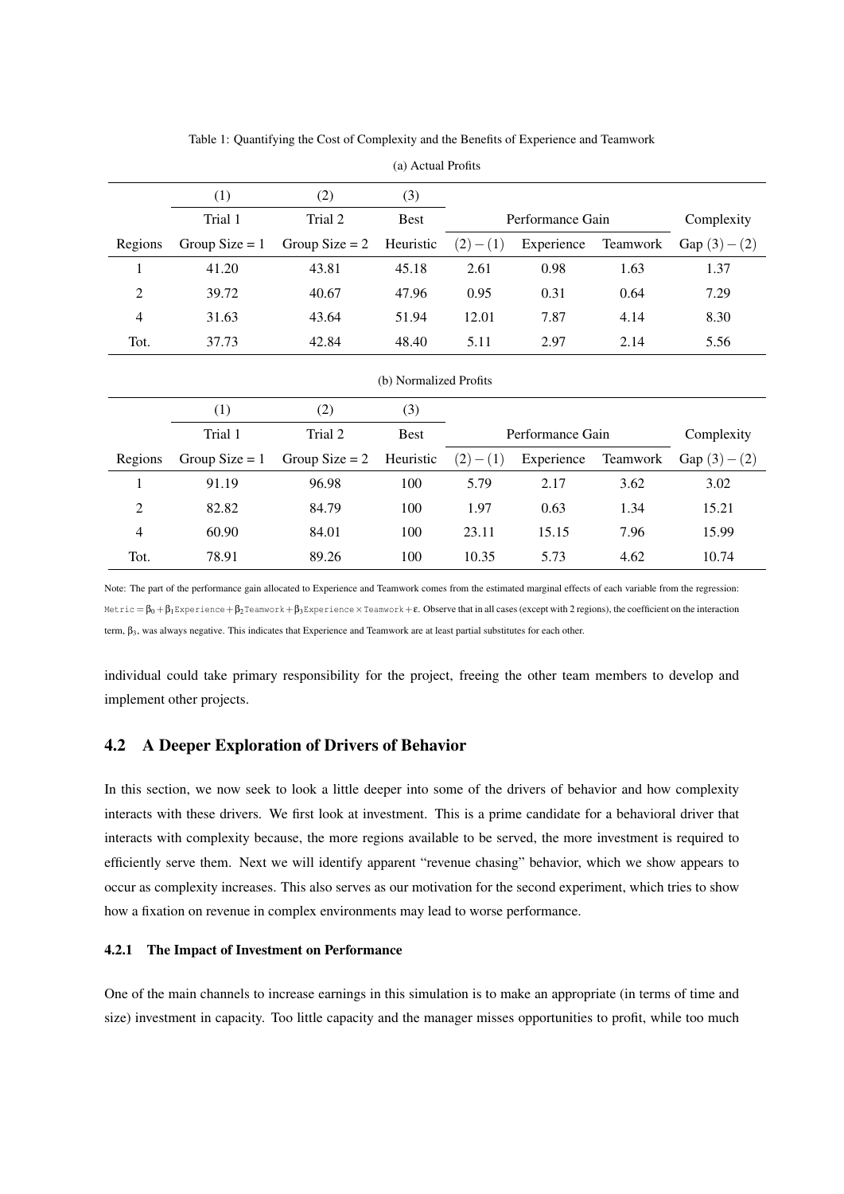Table 1: Quantifying the Cost of Complexity and the Benefits of Experience and Teamwork

(a) Actual Profits

| | (1) | (2) | (3) | | | | |
|---|---|---|---|---|---|---|---|
| | Trial 1 | Trial 2 | Best | Performance Gain | | | Complexity |
| Regions | Group Size = 1 | Group Size = 2 | Heuristic | $(2)-(1)$ | Experience | Teamwork | Gap $(3)-(2)$ |
| 1 | 41.20 | 43.81 | 45.18 | 2.61 | 0.98 | 1.63 | 1.37 |
| 2 | 39.72 | 40.67 | 47.96 | 0.95 | 0.31 | 0.64 | 7.29 |
| 4 | 31.63 | 43.64 | 51.94 | 12.01 | 7.87 | 4.14 | 8.30 |
| Tot. | 37.73 | 42.84 | 48.40 | 5.11 | 2.97 | 2.14 | 5.56 |

(b) Normalized Profits

| | (1) | (2) | (3) | | | | |
|---|---|---|---|---|---|---|---|
| | Trial 1 | Trial 2 | Best | Performance Gain | | | Complexity |
| Regions | Group Size = 1 | Group Size = 2 | Heuristic | $(2)-(1)$ | Experience | Teamwork | Gap $(3)-(2)$ |
| 1 | 91.19 | 96.98 | 100 | 5.79 | 2.17 | 3.62 | 3.02 |
| 2 | 82.82 | 84.79 | 100 | 1.97 | 0.63 | 1.34 | 15.21 |
| 4 | 60.90 | 84.01 | 100 | 23.11 | 15.15 | 7.96 | 15.99 |
| Tot. | 78.91 | 89.26 | 100 | 10.35 | 5.73 | 4.62 | 10.74 |

Note: The part of the performance gain allocated to Experience and Teamwork comes from the estimated marginal effects of each variable from the regression: $\texttt{Metric} = \beta_0 + \beta_1 \texttt{Experience} + \beta_2 \texttt{Teamwork} + \beta_3 \texttt{Experience} \times \texttt{Teamwork} + \varepsilon$. Observe that in all cases (except with 2 regions), the coefficient on the interaction term, $\beta_3$, was always negative. This indicates that Experience and Teamwork are at least partial substitutes for each other.

individual could take primary responsibility for the project, freeing the other team members to develop and implement other projects.

## 4.2 A Deeper Exploration of Drivers of Behavior

In this section, we now seek to look a little deeper into some of the drivers of behavior and how complexity interacts with these drivers. We first look at investment. This is a prime candidate for a behavioral driver that interacts with complexity because, the more regions available to be served, the more investment is required to efficiently serve them. Next we will identify apparent "revenue chasing" behavior, which we show appears to occur as complexity increases. This also serves as our motivation for the second experiment, which tries to show how a fixation on revenue in complex environments may lead to worse performance.

### 4.2.1 The Impact of Investment on Performance

One of the main channels to increase earnings in this simulation is to make an appropriate (in terms of time and size) investment in capacity. Too little capacity and the manager misses opportunities to profit, while too much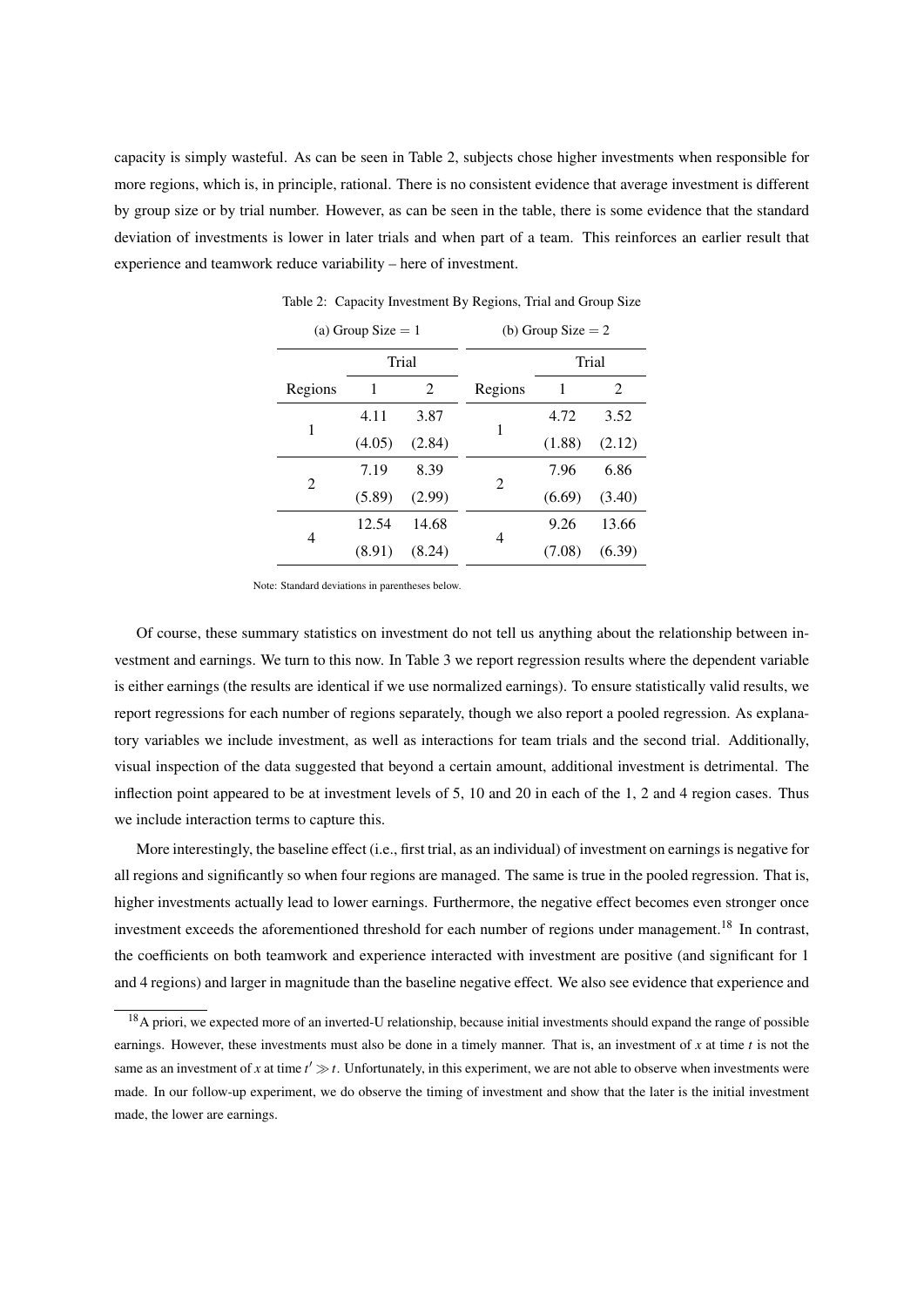capacity is simply wasteful. As can be seen in Table 2, subjects chose higher investments when responsible for more regions, which is, in principle, rational. There is no consistent evidence that average investment is different by group size or by trial number. However, as can be seen in the table, there is some evidence that the standard deviation of investments is lower in later trials and when part of a team. This reinforces an earlier result that experience and teamwork reduce variability – here of investment.

Table 2: Capacity Investment By Regions, Trial and Group Size

| (a) Group Size = 1 | | | (b) Group Size = 2 | | |
|---|---|---|---|---|---|
| | Trial | | | Trial | |
| Regions | 1 | 2 | Regions | 1 | 2 |
| 1 | 4.11 | 3.87 | 1 | 4.72 | 3.52 |
| | (4.05) | (2.84) | | (1.88) | (2.12) |
| 2 | 7.19 | 8.39 | 2 | 7.96 | 6.86 |
| | (5.89) | (2.99) | | (6.69) | (3.40) |
| 4 | 12.54 | 14.68 | 4 | 9.26 | 13.66 |
| | (8.91) | (8.24) | | (7.08) | (6.39) |

Note: Standard deviations in parentheses below.

Of course, these summary statistics on investment do not tell us anything about the relationship between investment and earnings. We turn to this now. In Table 3 we report regression results where the dependent variable is either earnings (the results are identical if we use normalized earnings). To ensure statistically valid results, we report regressions for each number of regions separately, though we also report a pooled regression. As explanatory variables we include investment, as well as interactions for team trials and the second trial. Additionally, visual inspection of the data suggested that beyond a certain amount, additional investment is detrimental. The inflection point appeared to be at investment levels of 5, 10 and 20 in each of the 1, 2 and 4 region cases. Thus we include interaction terms to capture this.

More interestingly, the baseline effect (i.e., first trial, as an individual) of investment on earnings is negative for all regions and significantly so when four regions are managed. The same is true in the pooled regression. That is, higher investments actually lead to lower earnings. Furthermore, the negative effect becomes even stronger once investment exceeds the aforementioned threshold for each number of regions under management.[18] In contrast, the coefficients on both teamwork and experience interacted with investment are positive (and significant for 1 and 4 regions) and larger in magnitude than the baseline negative effect. We also see evidence that experience and

[18] A priori, we expected more of an inverted-U relationship, because initial investments should expand the range of possible earnings. However, these investments must also be done in a timely manner. That is, an investment of $x$ at time $t$ is not the same as an investment of $x$ at time $t' \gg t$. Unfortunately, in this experiment, we are not able to observe when investments were made. In our follow-up experiment, we do observe the timing of investment and show that the later is the initial investment made, the lower are earnings.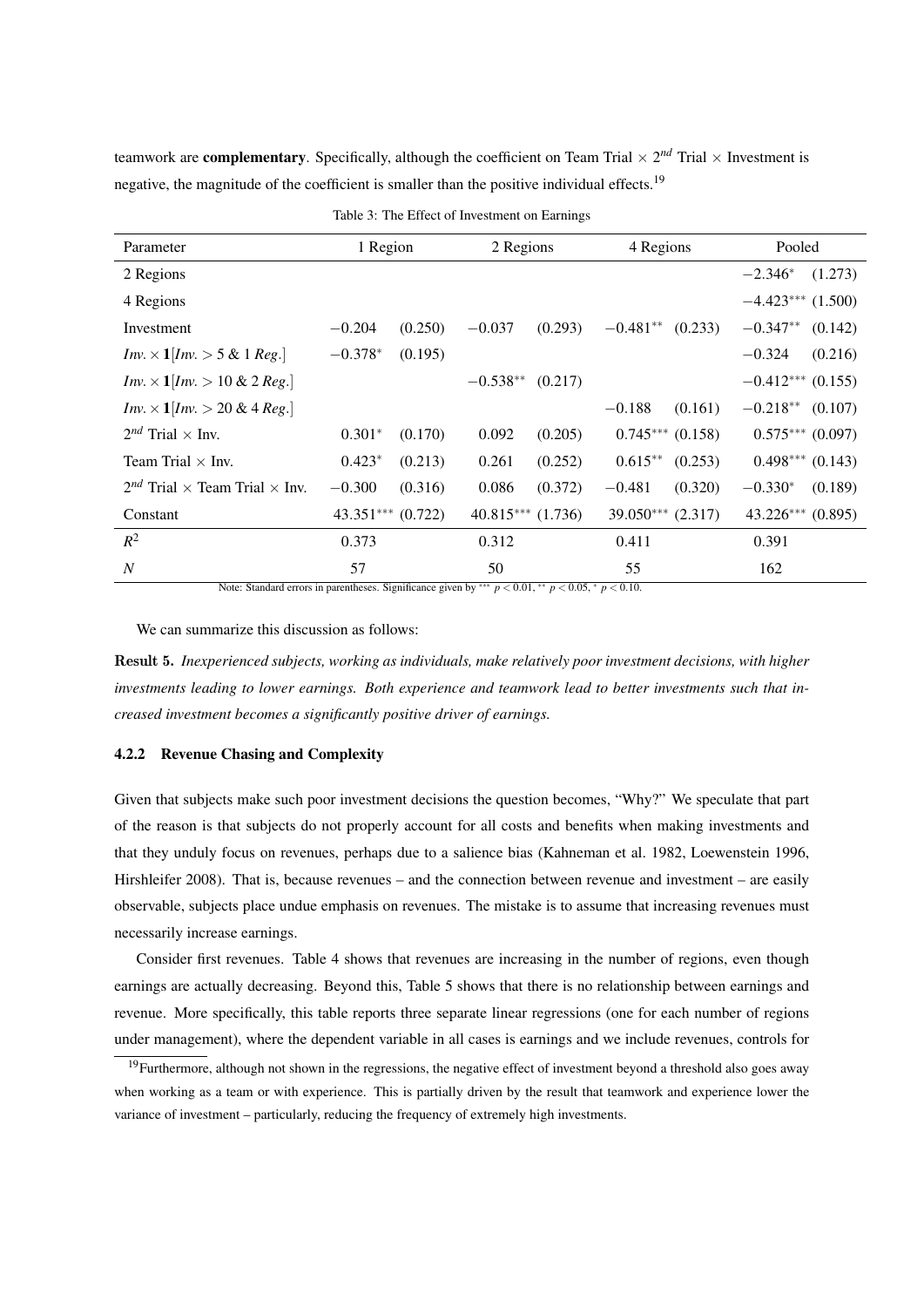teamwork are **complementary**. Specifically, although the coefficient on Team Trial × $2^{nd}$ Trial × Investment is negative, the magnitude of the coefficient is smaller than the positive individual effects.[19]

Table 3: The Effect of Investment on Earnings

| Parameter | 1 Region | | 2 Regions | | 4 Regions | | Pooled | |
|---|---|---|---|---|---|---|---|---|
| 2 Regions | | | | | | | $-2.346^{*}$ | (1.273) |
| 4 Regions | | | | | | | $-4.423^{***}$ | (1.500) |
| Investment | $-0.204$ | (0.250) | $-0.037$ | (0.293) | $-0.481^{**}$ | (0.233) | $-0.347^{**}$ | (0.142) |
| $Inv. \times \mathbf{1}[Inv. > 5 \;\&\; 1\; Reg.]$ | $-0.378^{*}$ | (0.195) | | | | | $-0.324$ | (0.216) |
| $Inv. \times \mathbf{1}[Inv. > 10 \;\&\; 2\; Reg.]$ | | | $-0.538^{**}$ | (0.217) | | | $-0.412^{***}$ | (0.155) |
| $Inv. \times \mathbf{1}[Inv. > 20 \;\&\; 4\; Reg.]$ | | | | | $-0.188$ | (0.161) | $-0.218^{**}$ | (0.107) |
| $2^{nd}$ Trial × Inv. | $0.301^{*}$ | (0.170) | 0.092 | (0.205) | $0.745^{***}$ | (0.158) | $0.575^{***}$ | (0.097) |
| Team Trial × Inv. | $0.423^{*}$ | (0.213) | 0.261 | (0.252) | $0.615^{**}$ | (0.253) | $0.498^{***}$ | (0.143) |
| $2^{nd}$ Trial × Team Trial × Inv. | $-0.300$ | (0.316) | 0.086 | (0.372) | $-0.481$ | (0.320) | $-0.330^{*}$ | (0.189) |
| Constant | $43.351^{***}$ | (0.722) | $40.815^{***}$ | (1.736) | $39.050^{***}$ | (2.317) | $43.226^{***}$ | (0.895) |
| $R^2$ | 0.373 | | 0.312 | | 0.411 | | 0.391 | |
| $N$ | 57 | | 50 | | 55 | | 162 | |

Note: Standard errors in parentheses. Significance given by $^{***}$ $p < 0.01$, $^{**}$ $p < 0.05$, $^{*}$ $p < 0.10$.

We can summarize this discussion as follows:

**Result 5.** *Inexperienced subjects, working as individuals, make relatively poor investment decisions, with higher investments leading to lower earnings. Both experience and teamwork lead to better investments such that increased investment becomes a significantly positive driver of earnings.*

### 4.2.2 Revenue Chasing and Complexity

Given that subjects make such poor investment decisions the question becomes, "Why?" We speculate that part of the reason is that subjects do not properly account for all costs and benefits when making investments and that they unduly focus on revenues, perhaps due to a salience bias (Kahneman et al. 1982, Loewenstein 1996, Hirshleifer 2008). That is, because revenues – and the connection between revenue and investment – are easily observable, subjects place undue emphasis on revenues. The mistake is to assume that increasing revenues must necessarily increase earnings.

Consider first revenues. Table 4 shows that revenues are increasing in the number of regions, even though earnings are actually decreasing. Beyond this, Table 5 shows that there is no relationship between earnings and revenue. More specifically, this table reports three separate linear regressions (one for each number of regions under management), where the dependent variable in all cases is earnings and we include revenues, controls for

[19] Furthermore, although not shown in the regressions, the negative effect of investment beyond a threshold also goes away when working as a team or with experience. This is partially driven by the result that teamwork and experience lower the variance of investment – particularly, reducing the frequency of extremely high investments.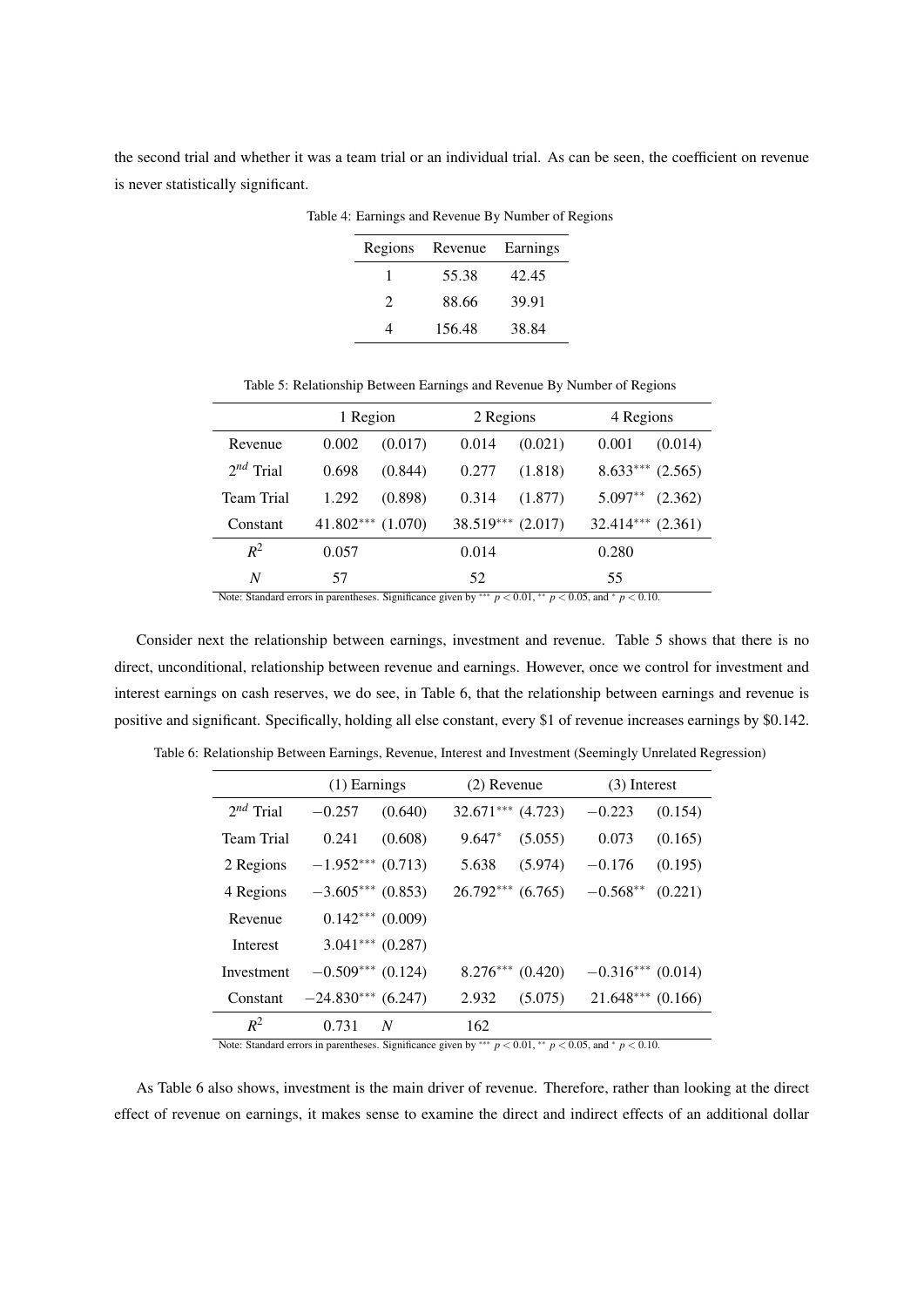the second trial and whether it was a team trial or an individual trial. As can be seen, the coefficient on revenue is never statistically significant.

Table 4: Earnings and Revenue By Number of Regions

| Regions | Revenue | Earnings |
|---|---|---|
| 1 | 55.38 | 42.45 |
| 2 | 88.66 | 39.91 |
| 4 | 156.48 | 38.84 |

Table 5: Relationship Between Earnings and Revenue By Number of Regions

| | 1 Region | | 2 Regions | | 4 Regions | |
|---|---|---|---|---|---|---|
| Revenue | 0.002 | (0.017) | 0.014 | (0.021) | 0.001 | (0.014) |
| $2^{nd}$ Trial | 0.698 | (0.844) | 0.277 | (1.818) | $8.633^{***}$ | (2.565) |
| Team Trial | 1.292 | (0.898) | 0.314 | (1.877) | $5.097^{**}$ | (2.362) |
| Constant | $41.802^{***}$ | (1.070) | $38.519^{***}$ | (2.017) | $32.414^{***}$ | (2.361) |
| $R^2$ | 0.057 | | 0.014 | | 0.280 | |
| $N$ | 57 | | 52 | | 55 | |

Note: Standard errors in parentheses. Significance given by $^{***}$ $p < 0.01$, $^{**}$ $p < 0.05$, and $^{*}$ $p < 0.10$.

Consider next the relationship between earnings, investment and revenue. Table 5 shows that there is no direct, unconditional, relationship between revenue and earnings. However, once we control for investment and interest earnings on cash reserves, we do see, in Table 6, that the relationship between earnings and revenue is positive and significant. Specifically, holding all else constant, every \$1 of revenue increases earnings by \$0.142.

Table 6: Relationship Between Earnings, Revenue, Interest and Investment (Seemingly Unrelated Regression)

| | (1) Earnings | | (2) Revenue | | (3) Interest | |
|---|---|---|---|---|---|---|
| $2^{nd}$ Trial | $-0.257$ | (0.640) | $32.671^{***}$ | (4.723) | $-0.223$ | (0.154) |
| Team Trial | 0.241 | (0.608) | $9.647^{*}$ | (5.055) | 0.073 | (0.165) |
| 2 Regions | $-1.952^{***}$ | (0.713) | 5.638 | (5.974) | $-0.176$ | (0.195) |
| 4 Regions | $-3.605^{***}$ | (0.853) | $26.792^{***}$ | (6.765) | $-0.568^{**}$ | (0.221) |
| Revenue | $0.142^{***}$ | (0.009) | | | | |
| Interest | $3.041^{***}$ | (0.287) | | | | |
| Investment | $-0.509^{***}$ | (0.124) | $8.276^{***}$ | (0.420) | $-0.316^{***}$ | (0.014) |
| Constant | $-24.830^{***}$ | (6.247) | 2.932 | (5.075) | $21.648^{***}$ | (0.166) |
| $R^2$ | 0.731 | $N$ | 162 | | | |

Note: Standard errors in parentheses. Significance given by $^{***}$ $p < 0.01$, $^{**}$ $p < 0.05$, and $^{*}$ $p < 0.10$.

As Table 6 also shows, investment is the main driver of revenue. Therefore, rather than looking at the direct effect of revenue on earnings, it makes sense to examine the direct and indirect effects of an additional dollar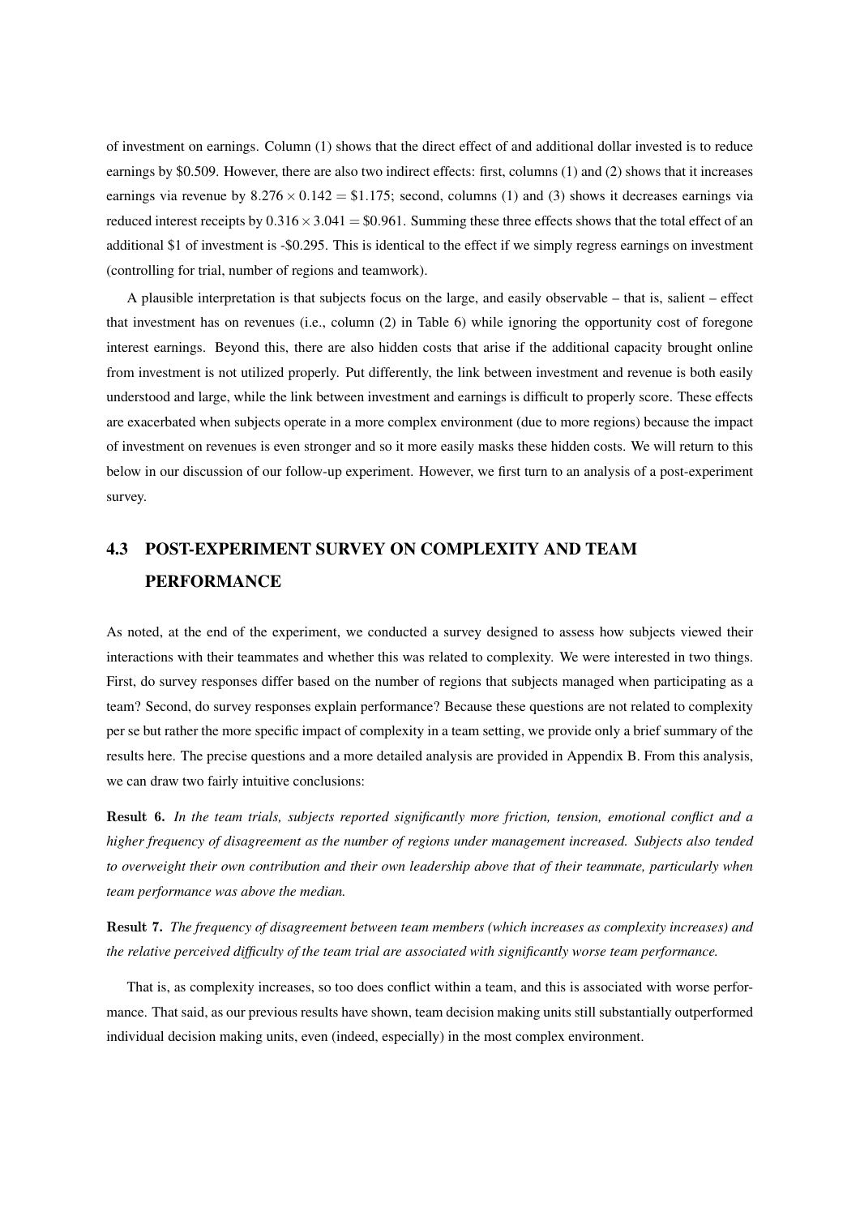of investment on earnings. Column (1) shows that the direct effect of and additional dollar invested is to reduce earnings by \$0.509. However, there are also two indirect effects: first, columns (1) and (2) shows that it increases earnings via revenue by $8.276 \times 0.142 = \$1.175$; second, columns (1) and (3) shows it decreases earnings via reduced interest receipts by $0.316 \times 3.041 = \$0.961$. Summing these three effects shows that the total effect of an additional \$1 of investment is -\$0.295. This is identical to the effect if we simply regress earnings on investment (controlling for trial, number of regions and teamwork).

A plausible interpretation is that subjects focus on the large, and easily observable – that is, salient – effect that investment has on revenues (i.e., column (2) in Table 6) while ignoring the opportunity cost of foregone interest earnings. Beyond this, there are also hidden costs that arise if the additional capacity brought online from investment is not utilized properly. Put differently, the link between investment and revenue is both easily understood and large, while the link between investment and earnings is difficult to properly score. These effects are exacerbated when subjects operate in a more complex environment (due to more regions) because the impact of investment on revenues is even stronger and so it more easily masks these hidden costs. We will return to this below in our discussion of our follow-up experiment. However, we first turn to an analysis of a post-experiment survey.

### 4.3 POST-EXPERIMENT SURVEY ON COMPLEXITY AND TEAM PERFORMANCE

As noted, at the end of the experiment, we conducted a survey designed to assess how subjects viewed their interactions with their teammates and whether this was related to complexity. We were interested in two things. First, do survey responses differ based on the number of regions that subjects managed when participating as a team? Second, do survey responses explain performance? Because these questions are not related to complexity per se but rather the more specific impact of complexity in a team setting, we provide only a brief summary of the results here. The precise questions and a more detailed analysis are provided in Appendix B. From this analysis, we can draw two fairly intuitive conclusions:

**Result 6.** *In the team trials, subjects reported significantly more friction, tension, emotional conflict and a higher frequency of disagreement as the number of regions under management increased. Subjects also tended to overweight their own contribution and their own leadership above that of their teammate, particularly when team performance was above the median.*

**Result 7.** *The frequency of disagreement between team members (which increases as complexity increases) and the relative perceived difficulty of the team trial are associated with significantly worse team performance.*

That is, as complexity increases, so too does conflict within a team, and this is associated with worse performance. That said, as our previous results have shown, team decision making units still substantially outperformed individual decision making units, even (indeed, especially) in the most complex environment.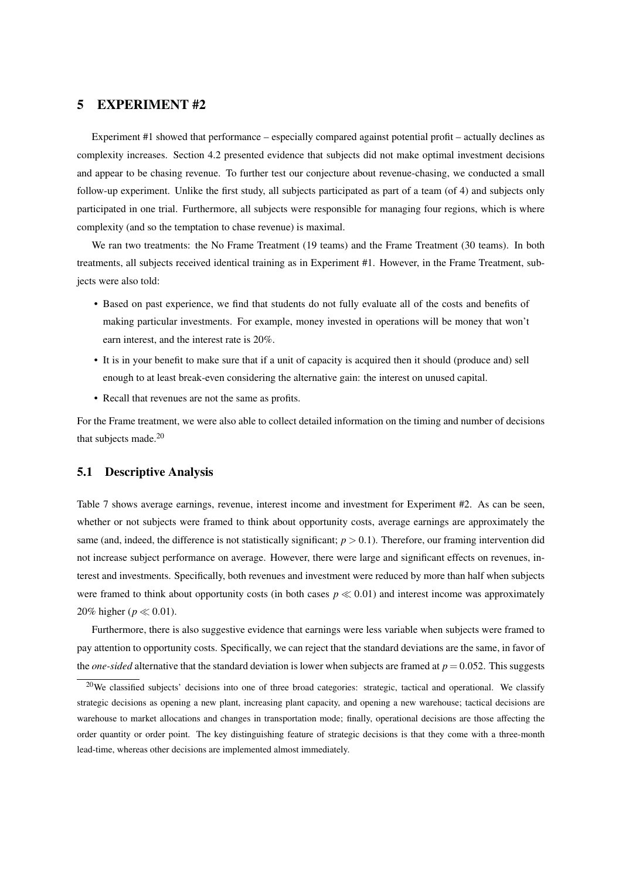## 5 EXPERIMENT #2

Experiment #1 showed that performance – especially compared against potential profit – actually declines as complexity increases. Section 4.2 presented evidence that subjects did not make optimal investment decisions and appear to be chasing revenue. To further test our conjecture about revenue-chasing, we conducted a small follow-up experiment. Unlike the first study, all subjects participated as part of a team (of 4) and subjects only participated in one trial. Furthermore, all subjects were responsible for managing four regions, which is where complexity (and so the temptation to chase revenue) is maximal.

We ran two treatments: the No Frame Treatment (19 teams) and the Frame Treatment (30 teams). In both treatments, all subjects received identical training as in Experiment #1. However, in the Frame Treatment, subjects were also told:

- Based on past experience, we find that students do not fully evaluate all of the costs and benefits of making particular investments. For example, money invested in operations will be money that won't earn interest, and the interest rate is 20%.
- It is in your benefit to make sure that if a unit of capacity is acquired then it should (produce and) sell enough to at least break-even considering the alternative gain: the interest on unused capital.
- Recall that revenues are not the same as profits.

For the Frame treatment, we were also able to collect detailed information on the timing and number of decisions that subjects made.[20]

### 5.1 Descriptive Analysis

Table 7 shows average earnings, revenue, interest income and investment for Experiment #2. As can be seen, whether or not subjects were framed to think about opportunity costs, average earnings are approximately the same (and, indeed, the difference is not statistically significant; $p > 0.1$). Therefore, our framing intervention did not increase subject performance on average. However, there were large and significant effects on revenues, interest and investments. Specifically, both revenues and investment were reduced by more than half when subjects were framed to think about opportunity costs (in both cases $p \ll 0.01$) and interest income was approximately 20% higher ($p \ll 0.01$).

Furthermore, there is also suggestive evidence that earnings were less variable when subjects were framed to pay attention to opportunity costs. Specifically, we can reject that the standard deviations are the same, in favor of the *one-sided* alternative that the standard deviation is lower when subjects are framed at $p = 0.052$. This suggests

[20] We classified subjects' decisions into one of three broad categories: strategic, tactical and operational. We classify strategic decisions as opening a new plant, increasing plant capacity, and opening a new warehouse; tactical decisions are warehouse to market allocations and changes in transportation mode; finally, operational decisions are those affecting the order quantity or order point. The key distinguishing feature of strategic decisions is that they come with a three-month lead-time, whereas other decisions are implemented almost immediately.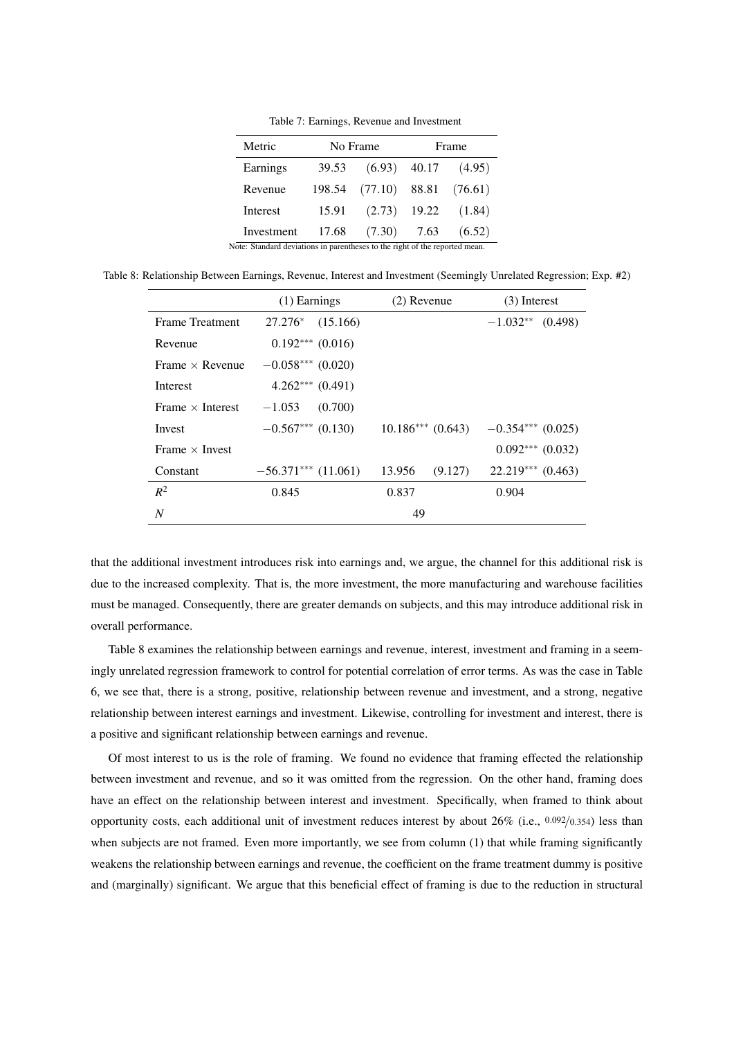Table 7: Earnings, Revenue and Investment

| Metric | No Frame | | Frame | |
|---|---|---|---|---|
| Earnings | 39.53 | (6.93) | 40.17 | (4.95) |
| Revenue | 198.54 | (77.10) | 88.81 | (76.61) |
| Interest | 15.91 | (2.73) | 19.22 | (1.84) |
| Investment | 17.68 | (7.30) | 7.63 | (6.52) |

Note: Standard deviations in parentheses to the right of the reported mean.

Table 8: Relationship Between Earnings, Revenue, Interest and Investment (Seemingly Unrelated Regression; Exp. #2)

| | (1) Earnings | | (2) Revenue | | (3) Interest | |
|---|---|---|---|---|---|---|
| Frame Treatment | $27.276^{*}$ | (15.166) | | | $-1.032^{**}$ | (0.498) |
| Revenue | $0.192^{***}$ | (0.016) | | | | |
| Frame × Revenue | $-0.058^{***}$ | (0.020) | | | | |
| Interest | $4.262^{***}$ | (0.491) | | | | |
| Frame × Interest | $-1.053$ | (0.700) | | | | |
| Invest | $-0.567^{***}$ | (0.130) | $10.186^{***}$ | (0.643) | $-0.354^{***}$ | (0.025) |
| Frame × Invest | | | | | $0.092^{***}$ | (0.032) |
| Constant | $-56.371^{***}$ | (11.061) | 13.956 | (9.127) | $22.219^{***}$ | (0.463) |
| $R^2$ | 0.845 | | 0.837 | | 0.904 | |
| $N$ | | | 49 | | | |

that the additional investment introduces risk into earnings and, we argue, the channel for this additional risk is due to the increased complexity. That is, the more investment, the more manufacturing and warehouse facilities must be managed. Consequently, there are greater demands on subjects, and this may introduce additional risk in overall performance.

Table 8 examines the relationship between earnings and revenue, interest, investment and framing in a seemingly unrelated regression framework to control for potential correlation of error terms. As was the case in Table 6, we see that, there is a strong, positive, relationship between revenue and investment, and a strong, negative relationship between interest earnings and investment. Likewise, controlling for investment and interest, there is a positive and significant relationship between earnings and revenue.

Of most interest to us is the role of framing. We found no evidence that framing effected the relationship between investment and revenue, and so it was omitted from the regression. On the other hand, framing does have an effect on the relationship between interest and investment. Specifically, when framed to think about opportunity costs, each additional unit of investment reduces interest by about 26% (i.e., $0.092/0.354$) less than when subjects are not framed. Even more importantly, we see from column (1) that while framing significantly weakens the relationship between earnings and revenue, the coefficient on the frame treatment dummy is positive and (marginally) significant. We argue that this beneficial effect of framing is due to the reduction in structural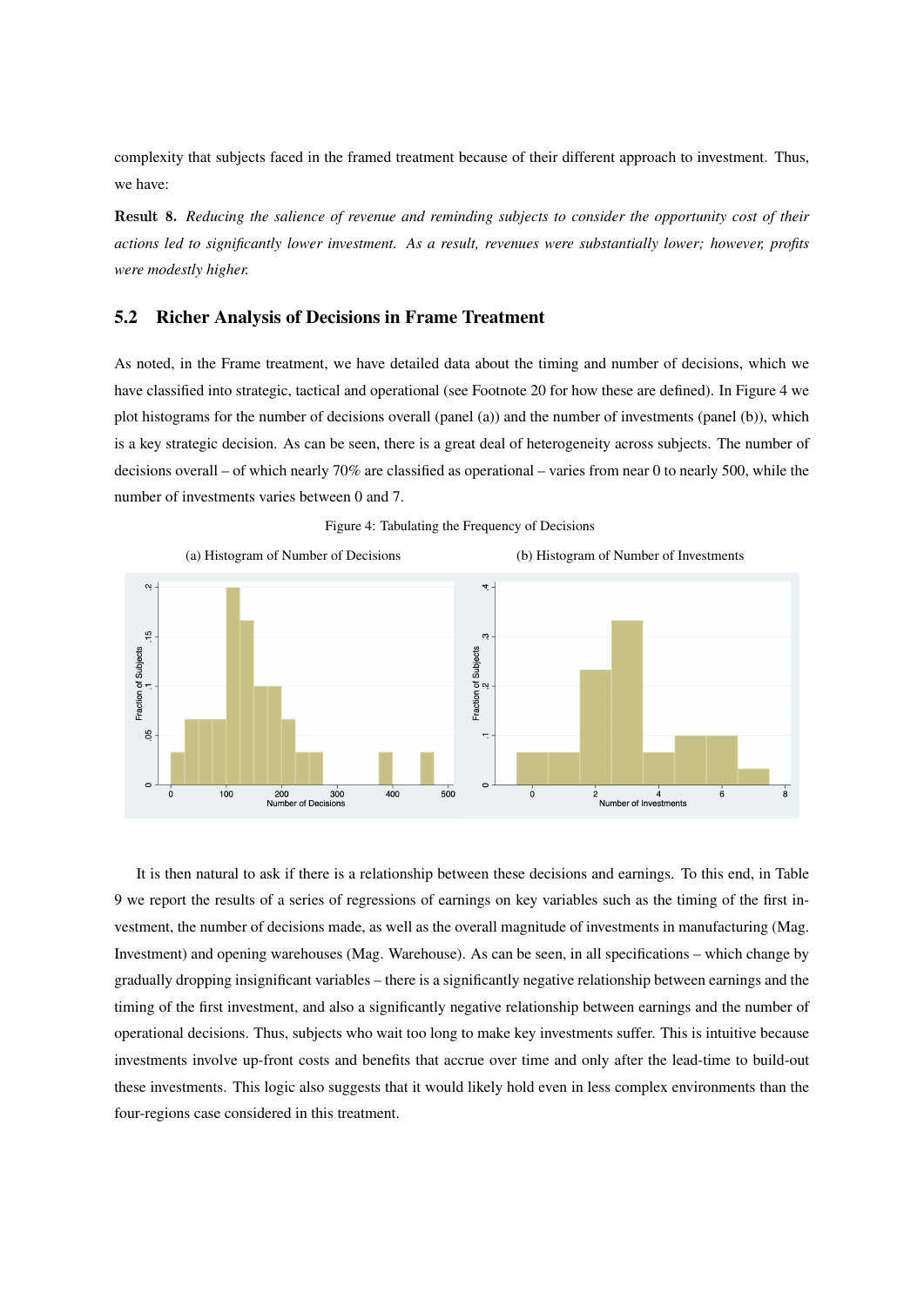complexity that subjects faced in the framed treatment because of their different approach to investment. Thus, we have:

**Result 8.** *Reducing the salience of revenue and reminding subjects to consider the opportunity cost of their actions led to significantly lower investment. As a result, revenues were substantially lower; however, profits were modestly higher.*

## 5.2 Richer Analysis of Decisions in Frame Treatment

As noted, in the Frame treatment, we have detailed data about the timing and number of decisions, which we have classified into strategic, tactical and operational (see Footnote 20 for how these are defined). In Figure 4 we plot histograms for the number of decisions overall (panel (a)) and the number of investments (panel (b)), which is a key strategic decision. As can be seen, there is a great deal of heterogeneity across subjects. The number of decisions overall – of which nearly 70% are classified as operational – varies from near 0 to nearly 500, while the number of investments varies between 0 and 7.

Figure 4: Tabulating the Frequency of Decisions

(a) Histogram of Number of Decisions

(b) Histogram of Number of Investments

It is then natural to ask if there is a relationship between these decisions and earnings. To this end, in Table 9 we report the results of a series of regressions of earnings on key variables such as the timing of the first investment, the number of decisions made, as well as the overall magnitude of investments in manufacturing (Mag. Investment) and opening warehouses (Mag. Warehouse). As can be seen, in all specifications – which change by gradually dropping insignificant variables – there is a significantly negative relationship between earnings and the timing of the first investment, and also a significantly negative relationship between earnings and the number of operational decisions. Thus, subjects who wait too long to make key investments suffer. This is intuitive because investments involve up-front costs and benefits that accrue over time and only after the lead-time to build-out these investments. This logic also suggests that it would likely hold even in less complex environments than the four-regions case considered in this treatment.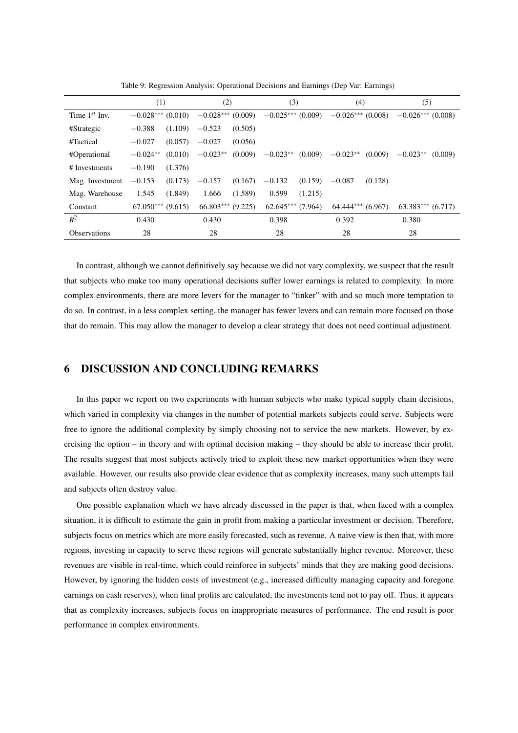Table 9: Regression Analysis: Operational Decisions and Earnings (Dep Var: Earnings)

| | (1) | | (2) | | (3) | | (4) | | (5) | |
|---|---|---|---|---|---|---|---|---|---|---|
| Time $1^{st}$ Inv. | $-0.028^{***}$ | (0.010) | $-0.028^{***}$ | (0.009) | $-0.025^{***}$ | (0.009) | $-0.026^{***}$ | (0.008) | $-0.026^{***}$ | (0.008) |
| #Strategic | $-0.388$ | (1.109) | $-0.523$ | (0.505) | | | | | | |
| #Tactical | $-0.027$ | (0.057) | $-0.027$ | (0.056) | | | | | | |
| #Operational | $-0.024^{**}$ | (0.010) | $-0.023^{**}$ | (0.009) | $-0.023^{**}$ | (0.009) | $-0.023^{**}$ | (0.009) | $-0.023^{**}$ | (0.009) |
| # Investments | $-0.190$ | (1.376) | | | | | | | | |
| Mag. Investment | $-0.153$ | (0.173) | $-0.157$ | (0.167) | $-0.132$ | (0.159) | $-0.087$ | (0.128) | | |
| Mag. Warehouse | 1.545 | (1.849) | 1.666 | (1.589) | 0.599 | (1.215) | | | | |
| Constant | $67.050^{***}$ | (9.615) | $66.803^{***}$ | (9.225) | $62.645^{***}$ | (7.964) | $64.444^{***}$ | (6.967) | $63.383^{***}$ | (6.717) |
| $R^2$ | 0.430 | | 0.430 | | 0.398 | | 0.392 | | 0.380 | |
| Observations | 28 | | 28 | | 28 | | 28 | | 28 | |

In contrast, although we cannot definitively say because we did not vary complexity, we suspect that the result that subjects who make too many operational decisions suffer lower earnings is related to complexity. In more complex environments, there are more levers for the manager to "tinker" with and so much more temptation to do so. In contrast, in a less complex setting, the manager has fewer levers and can remain more focused on those that do remain. This may allow the manager to develop a clear strategy that does not need continual adjustment.

## 6 DISCUSSION AND CONCLUDING REMARKS

In this paper we report on two experiments with human subjects who make typical supply chain decisions, which varied in complexity via changes in the number of potential markets subjects could serve. Subjects were free to ignore the additional complexity by simply choosing not to service the new markets. However, by exercising the option – in theory and with optimal decision making – they should be able to increase their profit. The results suggest that most subjects actively tried to exploit these new market opportunities when they were available. However, our results also provide clear evidence that as complexity increases, many such attempts fail and subjects often destroy value.

One possible explanation which we have already discussed in the paper is that, when faced with a complex situation, it is difficult to estimate the gain in profit from making a particular investment or decision. Therefore, subjects focus on metrics which are more easily forecasted, such as revenue. A naive view is then that, with more regions, investing in capacity to serve these regions will generate substantially higher revenue. Moreover, these revenues are visible in real-time, which could reinforce in subjects' minds that they are making good decisions. However, by ignoring the hidden costs of investment (e.g., increased difficulty managing capacity and foregone earnings on cash reserves), when final profits are calculated, the investments tend not to pay off. Thus, it appears that as complexity increases, subjects focus on inappropriate measures of performance. The end result is poor performance in complex environments.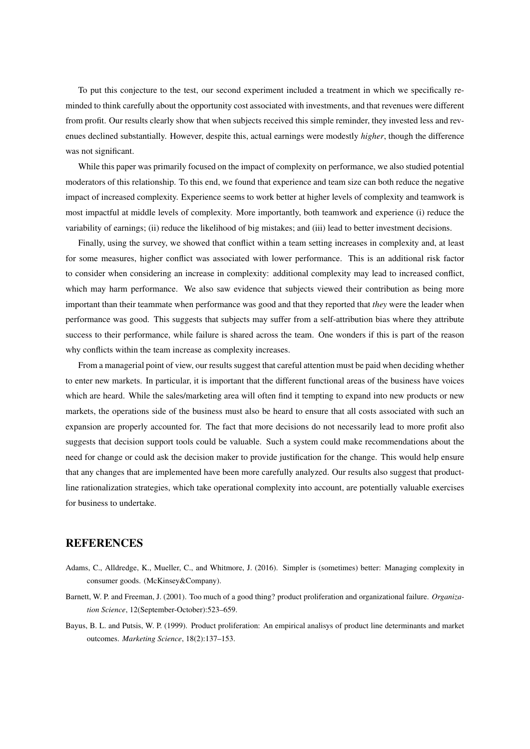To put this conjecture to the test, our second experiment included a treatment in which we specifically reminded to think carefully about the opportunity cost associated with investments, and that revenues were different from profit. Our results clearly show that when subjects received this simple reminder, they invested less and revenues declined substantially. However, despite this, actual earnings were modestly *higher*, though the difference was not significant.

While this paper was primarily focused on the impact of complexity on performance, we also studied potential moderators of this relationship. To this end, we found that experience and team size can both reduce the negative impact of increased complexity. Experience seems to work better at higher levels of complexity and teamwork is most impactful at middle levels of complexity. More importantly, both teamwork and experience (i) reduce the variability of earnings; (ii) reduce the likelihood of big mistakes; and (iii) lead to better investment decisions.

Finally, using the survey, we showed that conflict within a team setting increases in complexity and, at least for some measures, higher conflict was associated with lower performance. This is an additional risk factor to consider when considering an increase in complexity: additional complexity may lead to increased conflict, which may harm performance. We also saw evidence that subjects viewed their contribution as being more important than their teammate when performance was good and that they reported that *they* were the leader when performance was good. This suggests that subjects may suffer from a self-attribution bias where they attribute success to their performance, while failure is shared across the team. One wonders if this is part of the reason why conflicts within the team increase as complexity increases.

From a managerial point of view, our results suggest that careful attention must be paid when deciding whether to enter new markets. In particular, it is important that the different functional areas of the business have voices which are heard. While the sales/marketing area will often find it tempting to expand into new products or new markets, the operations side of the business must also be heard to ensure that all costs associated with such an expansion are properly accounted for. The fact that more decisions do not necessarily lead to more profit also suggests that decision support tools could be valuable. Such a system could make recommendations about the need for change or could ask the decision maker to provide justification for the change. This would help ensure that any changes that are implemented have been more carefully analyzed. Our results also suggest that product-line rationalization strategies, which take operational complexity into account, are potentially valuable exercises for business to undertake.

## REFERENCES

Adams, C., Alldredge, K., Mueller, C., and Whitmore, J. (2016). Simpler is (sometimes) better: Managing complexity in consumer goods. (McKinsey&Company).

Barnett, W. P. and Freeman, J. (2001). Too much of a good thing? product proliferation and organizational failure. *Organization Science*, 12(September-October):523–659.

Bayus, B. L. and Putsis, W. P. (1999). Product proliferation: An empirical analisys of product line determinants and market outcomes. *Marketing Science*, 18(2):137–153.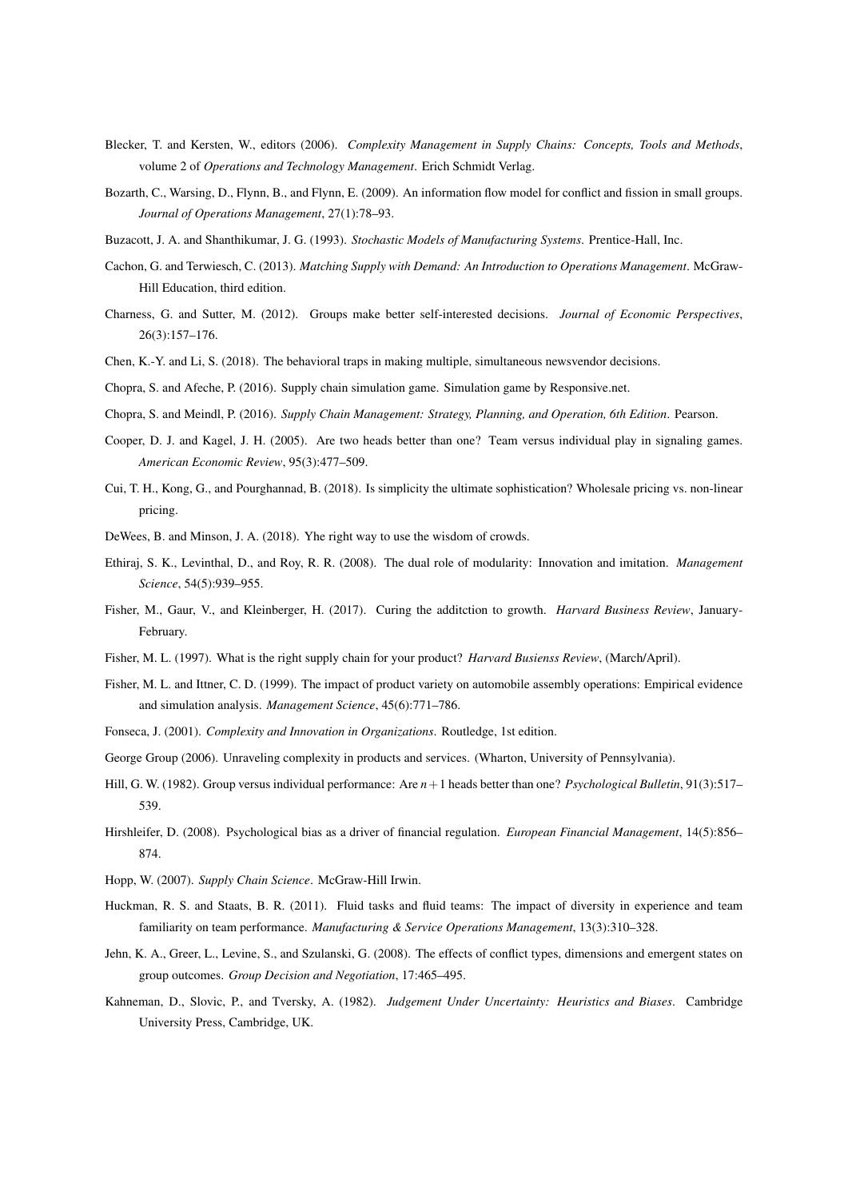Blecker, T. and Kersten, W., editors (2006). *Complexity Management in Supply Chains: Concepts, Tools and Methods*, volume 2 of *Operations and Technology Management*. Erich Schmidt Verlag.

Bozarth, C., Warsing, D., Flynn, B., and Flynn, E. (2009). An information flow model for conflict and fission in small groups. *Journal of Operations Management*, 27(1):78–93.

Buzacott, J. A. and Shanthikumar, J. G. (1993). *Stochastic Models of Manufacturing Systems*. Prentice-Hall, Inc.

Cachon, G. and Terwiesch, C. (2013). *Matching Supply with Demand: An Introduction to Operations Management*. McGraw-Hill Education, third edition.

Charness, G. and Sutter, M. (2012). Groups make better self-interested decisions. *Journal of Economic Perspectives*, 26(3):157–176.

Chen, K.-Y. and Li, S. (2018). The behavioral traps in making multiple, simultaneous newsvendor decisions.

Chopra, S. and Afeche, P. (2016). Supply chain simulation game. Simulation game by Responsive.net.

Chopra, S. and Meindl, P. (2016). *Supply Chain Management: Strategy, Planning, and Operation, 6th Edition*. Pearson.

Cooper, D. J. and Kagel, J. H. (2005). Are two heads better than one? Team versus individual play in signaling games. *American Economic Review*, 95(3):477–509.

Cui, T. H., Kong, G., and Pourghannad, B. (2018). Is simplicity the ultimate sophistication? Wholesale pricing vs. non-linear pricing.

DeWees, B. and Minson, J. A. (2018). Yhe right way to use the wisdom of crowds.

Ethiraj, S. K., Levinthal, D., and Roy, R. R. (2008). The dual role of modularity: Innovation and imitation. *Management Science*, 54(5):939–955.

Fisher, M., Gaur, V., and Kleinberger, H. (2017). Curing the additction to growth. *Harvard Business Review*, January-February.

Fisher, M. L. (1997). What is the right supply chain for your product? *Harvard Busienss Review*, (March/April).

Fisher, M. L. and Ittner, C. D. (1999). The impact of product variety on automobile assembly operations: Empirical evidence and simulation analysis. *Management Science*, 45(6):771–786.

Fonseca, J. (2001). *Complexity and Innovation in Organizations*. Routledge, 1st edition.

George Group (2006). Unraveling complexity in products and services. (Wharton, University of Pennsylvania).

Hill, G. W. (1982). Group versus individual performance: Are $n+1$ heads better than one? *Psychological Bulletin*, 91(3):517–539.

Hirshleifer, D. (2008). Psychological bias as a driver of financial regulation. *European Financial Management*, 14(5):856–874.

Hopp, W. (2007). *Supply Chain Science*. McGraw-Hill Irwin.

Huckman, R. S. and Staats, B. R. (2011). Fluid tasks and fluid teams: The impact of diversity in experience and team familiarity on team performance. *Manufacturing & Service Operations Management*, 13(3):310–328.

Jehn, K. A., Greer, L., Levine, S., and Szulanski, G. (2008). The effects of conflict types, dimensions and emergent states on group outcomes. *Group Decision and Negotiation*, 17:465–495.

Kahneman, D., Slovic, P., and Tversky, A. (1982). *Judgement Under Uncertainty: Heuristics and Biases*. Cambridge University Press, Cambridge, UK.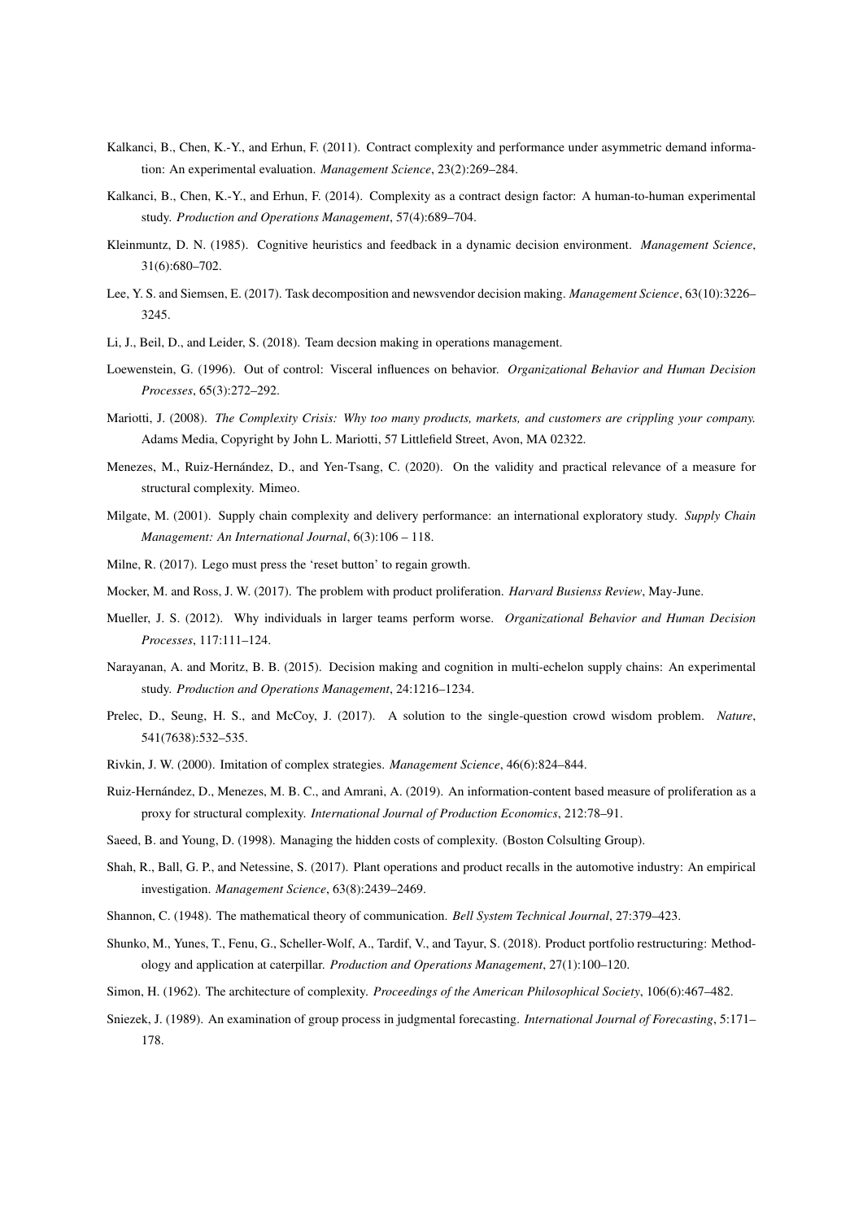Kalkanci, B., Chen, K.-Y., and Erhun, F. (2011). Contract complexity and performance under asymmetric demand information: An experimental evaluation. *Management Science*, 23(2):269–284.

Kalkanci, B., Chen, K.-Y., and Erhun, F. (2014). Complexity as a contract design factor: A human-to-human experimental study. *Production and Operations Management*, 57(4):689–704.

Kleinmuntz, D. N. (1985). Cognitive heuristics and feedback in a dynamic decision environment. *Management Science*, 31(6):680–702.

Lee, Y. S. and Siemsen, E. (2017). Task decomposition and newsvendor decision making. *Management Science*, 63(10):3226–3245.

Li, J., Beil, D., and Leider, S. (2018). Team decsion making in operations management.

Loewenstein, G. (1996). Out of control: Visceral influences on behavior. *Organizational Behavior and Human Decision Processes*, 65(3):272–292.

Mariotti, J. (2008). *The Complexity Crisis: Why too many products, markets, and customers are crippling your company.* Adams Media, Copyright by John L. Mariotti, 57 Littlefield Street, Avon, MA 02322.

Menezes, M., Ruiz-Hernández, D., and Yen-Tsang, C. (2020). On the validity and practical relevance of a measure for structural complexity. Mimeo.

Milgate, M. (2001). Supply chain complexity and delivery performance: an international exploratory study. *Supply Chain Management: An International Journal*, 6(3):106 – 118.

Milne, R. (2017). Lego must press the 'reset button' to regain growth.

Mocker, M. and Ross, J. W. (2017). The problem with product proliferation. *Harvard Busienss Review*, May-June.

Mueller, J. S. (2012). Why individuals in larger teams perform worse. *Organizational Behavior and Human Decision Processes*, 117:111–124.

Narayanan, A. and Moritz, B. B. (2015). Decision making and cognition in multi-echelon supply chains: An experimental study. *Production and Operations Management*, 24:1216–1234.

Prelec, D., Seung, H. S., and McCoy, J. (2017). A solution to the single-question crowd wisdom problem. *Nature*, 541(7638):532–535.

Rivkin, J. W. (2000). Imitation of complex strategies. *Management Science*, 46(6):824–844.

Ruiz-Hernández, D., Menezes, M. B. C., and Amrani, A. (2019). An information-content based measure of proliferation as a proxy for structural complexity. *International Journal of Production Economics*, 212:78–91.

Saeed, B. and Young, D. (1998). Managing the hidden costs of complexity. (Boston Colsulting Group).

Shah, R., Ball, G. P., and Netessine, S. (2017). Plant operations and product recalls in the automotive industry: An empirical investigation. *Management Science*, 63(8):2439–2469.

Shannon, C. (1948). The mathematical theory of communication. *Bell System Technical Journal*, 27:379–423.

Shunko, M., Yunes, T., Fenu, G., Scheller-Wolf, A., Tardif, V., and Tayur, S. (2018). Product portfolio restructuring: Methodology and application at caterpillar. *Production and Operations Management*, 27(1):100–120.

Simon, H. (1962). The architecture of complexity. *Proceedings of the American Philosophical Society*, 106(6):467–482.

Sniezek, J. (1989). An examination of group process in judgmental forecasting. *International Journal of Forecasting*, 5:171–178.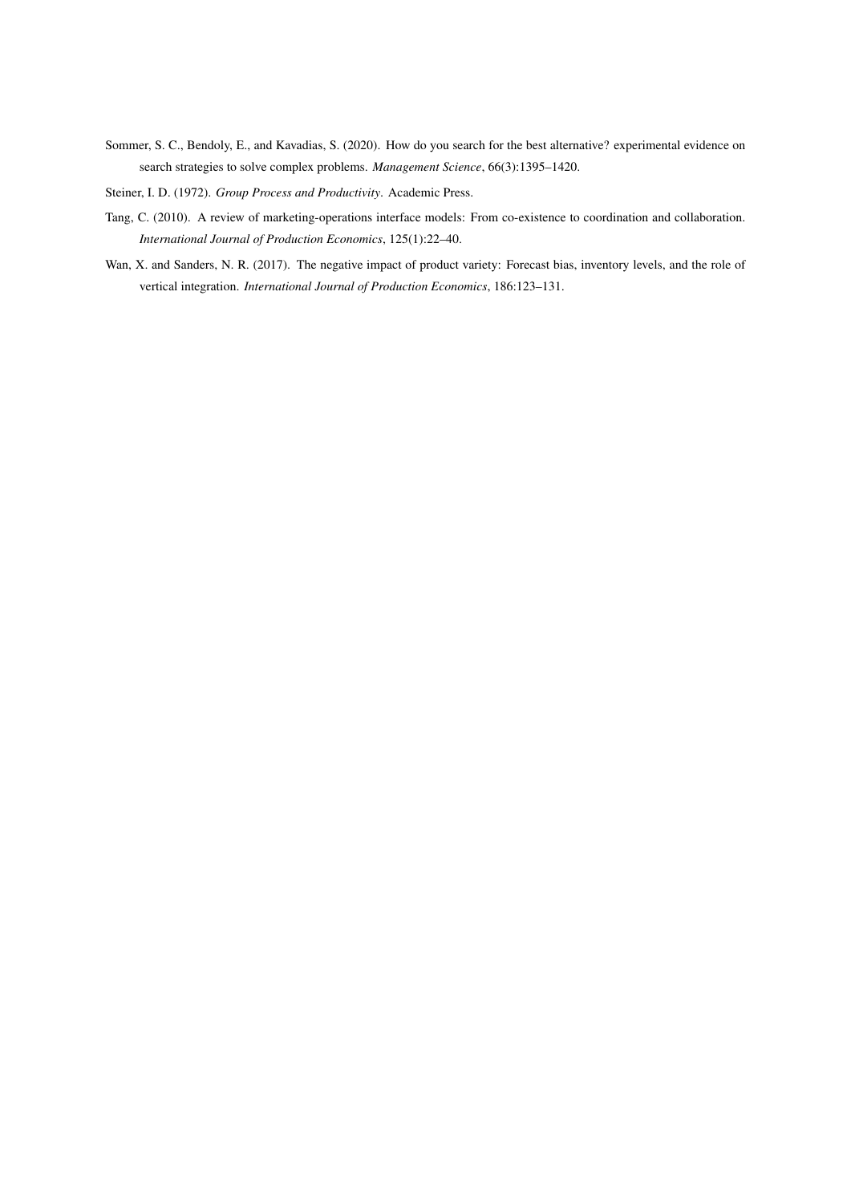Sommer, S. C., Bendoly, E., and Kavadias, S. (2020). How do you search for the best alternative? experimental evidence on search strategies to solve complex problems. *Management Science*, 66(3):1395–1420.

Steiner, I. D. (1972). *Group Process and Productivity*. Academic Press.

Tang, C. (2010). A review of marketing-operations interface models: From co-existence to coordination and collaboration. *International Journal of Production Economics*, 125(1):22–40.

Wan, X. and Sanders, N. R. (2017). The negative impact of product variety: Forecast bias, inventory levels, and the role of vertical integration. *International Journal of Production Economics*, 186:123–131.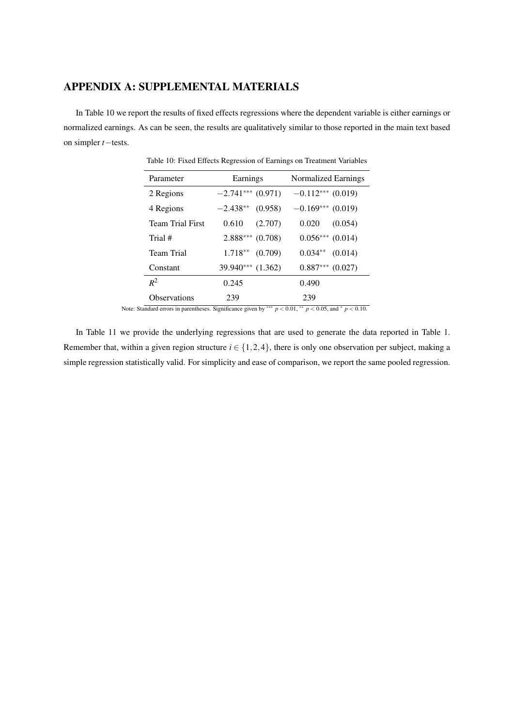## APPENDIX A: SUPPLEMENTAL MATERIALS

In Table 10 we report the results of fixed effects regressions where the dependent variable is either earnings or normalized earnings. As can be seen, the results are qualitatively similar to those reported in the main text based on simpler $t$−tests.

Table 10: Fixed Effects Regression of Earnings on Treatment Variables

| Parameter | Earnings | | Normalized Earnings | |
|---|---|---|---|---|
| 2 Regions | $-2.741^{***}$ | (0.971) | $-0.112^{***}$ | (0.019) |
| 4 Regions | $-2.438^{**}$ | (0.958) | $-0.169^{***}$ | (0.019) |
| Team Trial First | 0.610 | (2.707) | 0.020 | (0.054) |
| Trial # | $2.888^{***}$ | (0.708) | $0.056^{***}$ | (0.014) |
| Team Trial | $1.718^{**}$ | (0.709) | $0.034^{**}$ | (0.014) |
| Constant | $39.940^{***}$ | (1.362) | $0.887^{***}$ | (0.027) |
| $R^2$ | 0.245 | | 0.490 | |
| Observations | 239 | | 239 | |

Note: Standard errors in parentheses. Significance given by $^{***}$ $p < 0.01$, $^{**}$ $p < 0.05$, and $^{*}$ $p < 0.10$.

In Table 11 we provide the underlying regressions that are used to generate the data reported in Table 1. Remember that, within a given region structure $i \in \{1, 2, 4\}$, there is only one observation per subject, making a simple regression statistically valid. For simplicity and ease of comparison, we report the same pooled regression.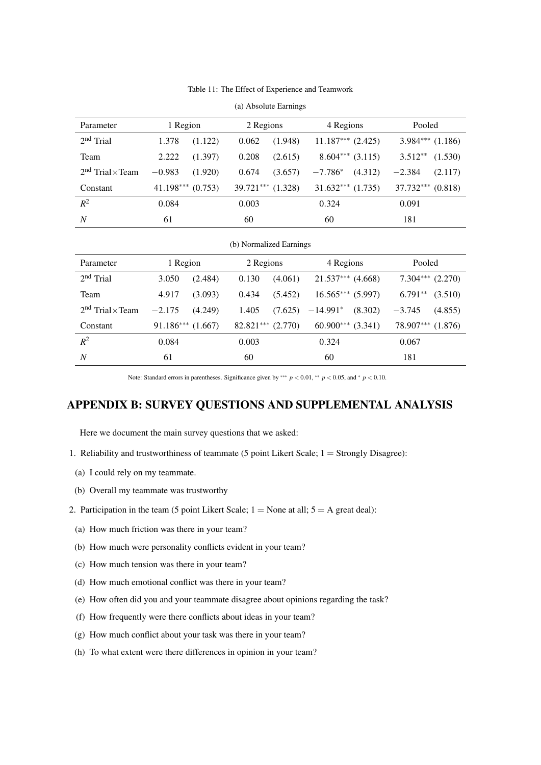Table 11: The Effect of Experience and Teamwork

(a) Absolute Earnings

| Parameter | 1 Region | | 2 Regions | | 4 Regions | | Pooled | |
|---|---|---|---|---|---|---|---|---|
| $2^{nd}$ Trial | 1.378 | (1.122) | 0.062 | (1.948) | $11.187^{***}$ | (2.425) | $3.984^{***}$ | (1.186) |
| Team | 2.222 | (1.397) | 0.208 | (2.615) | $8.604^{***}$ | (3.115) | $3.512^{**}$ | (1.530) |
| $2^{nd}$ Trial×Team | $-0.983$ | (1.920) | 0.674 | (3.657) | $-7.786^{*}$ | (4.312) | $-2.384$ | (2.117) |
| Constant | $41.198^{***}$ | (0.753) | $39.721^{***}$ | (1.328) | $31.632^{***}$ | (1.735) | $37.732^{***}$ | (0.818) |
| $R^2$ | 0.084 | | 0.003 | | 0.324 | | 0.091 | |
| $N$ | 61 | | 60 | | 60 | | 181 | |

(b) Normalized Earnings

| Parameter | 1 Region | | 2 Regions | | 4 Regions | | Pooled | |
|---|---|---|---|---|---|---|---|---|
| $2^{nd}$ Trial | 3.050 | (2.484) | 0.130 | (4.061) | $21.537^{***}$ | (4.668) | $7.304^{***}$ | (2.270) |
| Team | 4.917 | (3.093) | 0.434 | (5.452) | $16.565^{***}$ | (5.997) | $6.791^{**}$ | (3.510) |
| $2^{nd}$ Trial×Team | $-2.175$ | (4.249) | 1.405 | (7.625) | $-14.991^{*}$ | (8.302) | $-3.745$ | (4.855) |
| Constant | $91.186^{***}$ | (1.667) | $82.821^{***}$ | (2.770) | $60.900^{***}$ | (3.341) | $78.907^{***}$ | (1.876) |
| $R^2$ | 0.084 | | 0.003 | | 0.324 | | 0.067 | |
| $N$ | 61 | | 60 | | 60 | | 181 | |

Note: Standard errors in parentheses. Significance given by $^{***}$ $p < 0.01$, $^{**}$ $p < 0.05$, and $^{*}$ $p < 0.10$.

# APPENDIX B: SURVEY QUESTIONS AND SUPPLEMENTAL ANALYSIS

Here we document the main survey questions that we asked:

1. Reliability and trustworthiness of teammate (5 point Likert Scale; 1 = Strongly Disagree):
   (a) I could rely on my teammate.
   (b) Overall my teammate was trustworthy
2. Participation in the team (5 point Likert Scale; 1 = None at all; 5 = A great deal):
   (a) How much friction was there in your team?
   (b) How much were personality conflicts evident in your team?
   (c) How much tension was there in your team?
   (d) How much emotional conflict was there in your team?
   (e) How often did you and your teammate disagree about opinions regarding the task?
   (f) How frequently were there conflicts about ideas in your team?
   (g) How much conflict about your task was there in your team?
   (h) To what extent were there differences in opinion in your team?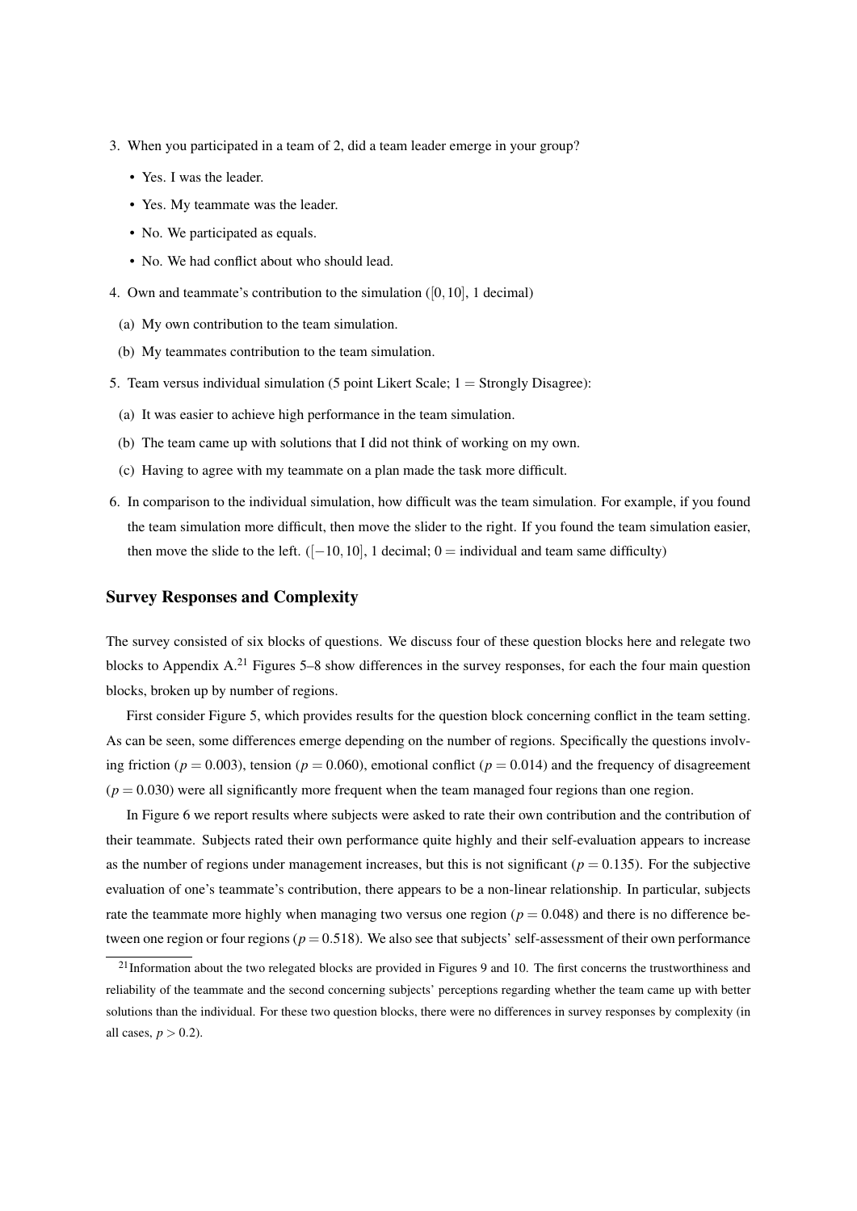3. When you participated in a team of 2, did a team leader emerge in your group?
   - Yes. I was the leader.
   - Yes. My teammate was the leader.
   - No. We participated as equals.
   - No. We had conflict about who should lead.
4. Own and teammate's contribution to the simulation ($[0,10]$, 1 decimal)
   (a) My own contribution to the team simulation.
   (b) My teammates contribution to the team simulation.
5. Team versus individual simulation (5 point Likert Scale; 1 = Strongly Disagree):
   (a) It was easier to achieve high performance in the team simulation.
   (b) The team came up with solutions that I did not think of working on my own.
   (c) Having to agree with my teammate on a plan made the task more difficult.
6. In comparison to the individual simulation, how difficult was the team simulation. For example, if you found the team simulation more difficult, then move the slider to the right. If you found the team simulation easier, then move the slide to the left. ($[-10,10]$, 1 decimal; 0 = individual and team same difficulty)

## Survey Responses and Complexity

The survey consisted of six blocks of questions. We discuss four of these question blocks here and relegate two blocks to Appendix A.[21] Figures 5–8 show differences in the survey responses, for each the four main question blocks, broken up by number of regions.

First consider Figure 5, which provides results for the question block concerning conflict in the team setting. As can be seen, some differences emerge depending on the number of regions. Specifically the questions involving friction ($p = 0.003$), tension ($p = 0.060$), emotional conflict ($p = 0.014$) and the frequency of disagreement ($p = 0.030$) were all significantly more frequent when the team managed four regions than one region.

In Figure 6 we report results where subjects were asked to rate their own contribution and the contribution of their teammate. Subjects rated their own performance quite highly and their self-evaluation appears to increase as the number of regions under management increases, but this is not significant ($p = 0.135$). For the subjective evaluation of one's teammate's contribution, there appears to be a non-linear relationship. In particular, subjects rate the teammate more highly when managing two versus one region ($p = 0.048$) and there is no difference between one region or four regions ($p = 0.518$). We also see that subjects' self-assessment of their own performance

[21] Information about the two relegated blocks are provided in Figures 9 and 10. The first concerns the trustworthiness and reliability of the teammate and the second concerning subjects' perceptions regarding whether the team came up with better solutions than the individual. For these two question blocks, there were no differences in survey responses by complexity (in all cases, $p > 0.2$).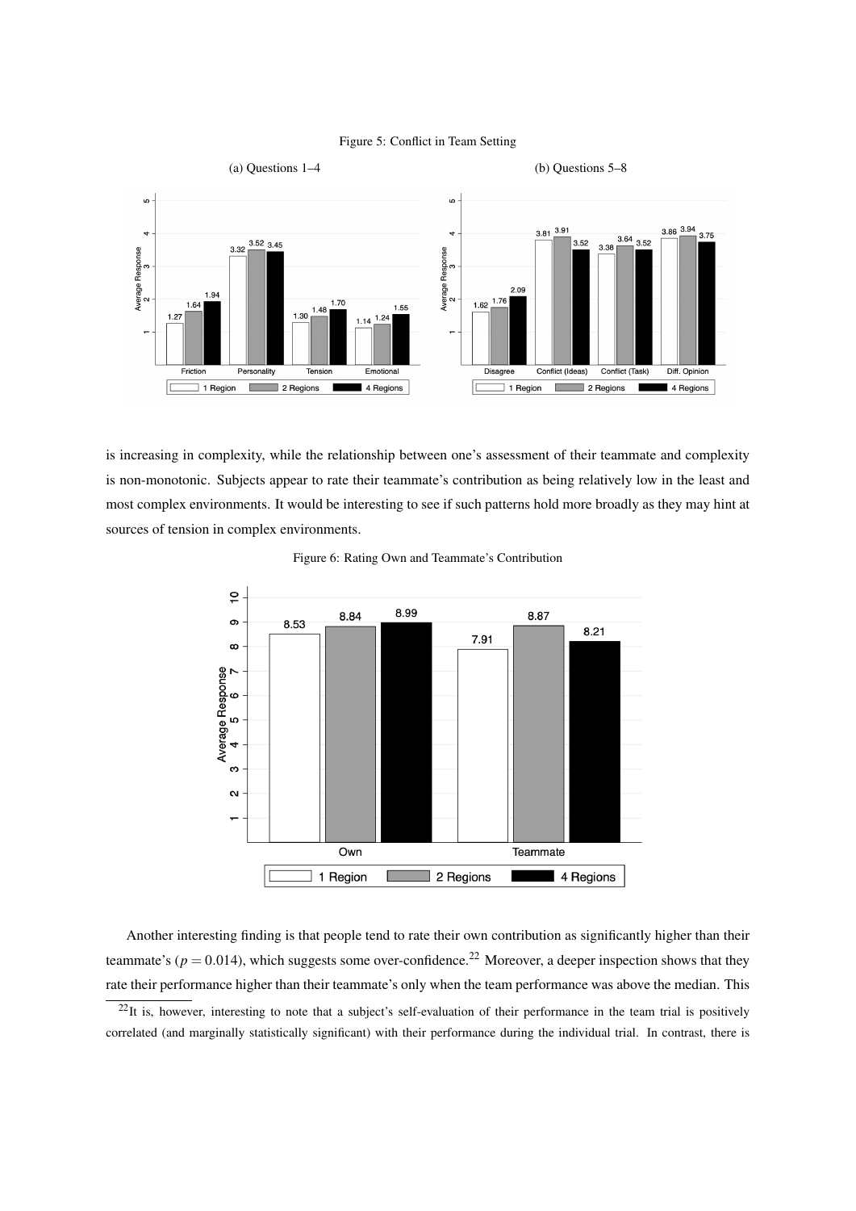Figure 5: Conflict in Team Setting

(a) Questions 1–4

(b) Questions 5–8

is increasing in complexity, while the relationship between one's assessment of their teammate and complexity is non-monotonic. Subjects appear to rate their teammate's contribution as being relatively low in the least and most complex environments. It would be interesting to see if such patterns hold more broadly as they may hint at sources of tension in complex environments.

Figure 6: Rating Own and Teammate's Contribution

Another interesting finding is that people tend to rate their own contribution as significantly higher than their teammate's ($p = 0.014$), which suggests some over-confidence.[22] Moreover, a deeper inspection shows that they rate their performance higher than their teammate's only when the team performance was above the median. This

[22] It is, however, interesting to note that a subject's self-evaluation of their performance in the team trial is positively correlated (and marginally statistically significant) with their performance during the individual trial. In contrast, there is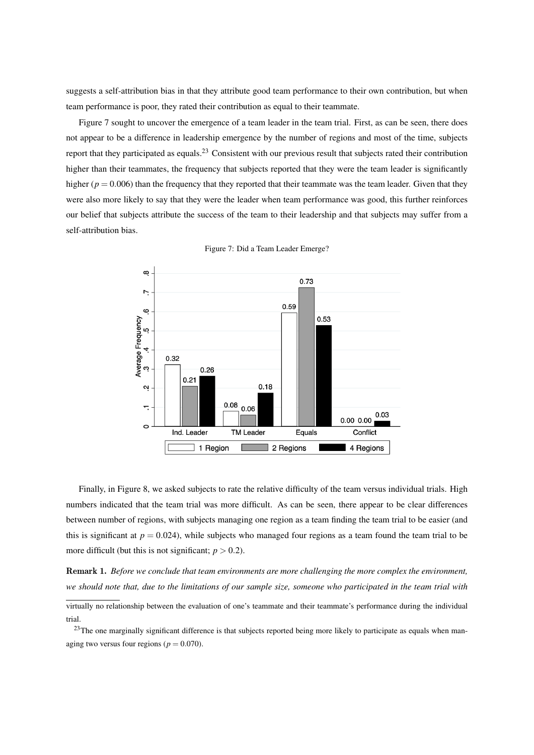suggests a self-attribution bias in that they attribute good team performance to their own contribution, but when team performance is poor, they rated their contribution as equal to their teammate.

Figure 7 sought to uncover the emergence of a team leader in the team trial. First, as can be seen, there does not appear to be a difference in leadership emergence by the number of regions and most of the time, subjects report that they participated as equals.[23] Consistent with our previous result that subjects rated their contribution higher than their teammates, the frequency that subjects reported that they were the team leader is significantly higher ($p = 0.006$) than the frequency that they reported that their teammate was the team leader. Given that they were also more likely to say that they were the leader when team performance was good, this further reinforces our belief that subjects attribute the success of the team to their leadership and that subjects may suffer from a self-attribution bias.

Figure 7: Did a Team Leader Emerge?

Finally, in Figure 8, we asked subjects to rate the relative difficulty of the team versus individual trials. High numbers indicated that the team trial was more difficult. As can be seen, there appear to be clear differences between number of regions, with subjects managing one region as a team finding the team trial to be easier (and this is significant at $p = 0.024$), while subjects who managed four regions as a team found the team trial to be more difficult (but this is not significant; $p > 0.2$).

**Remark 1.** *Before we conclude that team environments are more challenging the more complex the environment, we should note that, due to the limitations of our sample size, someone who participated in the team trial with*

virtually no relationship between the evaluation of one's teammate and their teammate's performance during the individual trial.

[23] The one marginally significant difference is that subjects reported being more likely to participate as equals when managing two versus four regions ($p = 0.070$).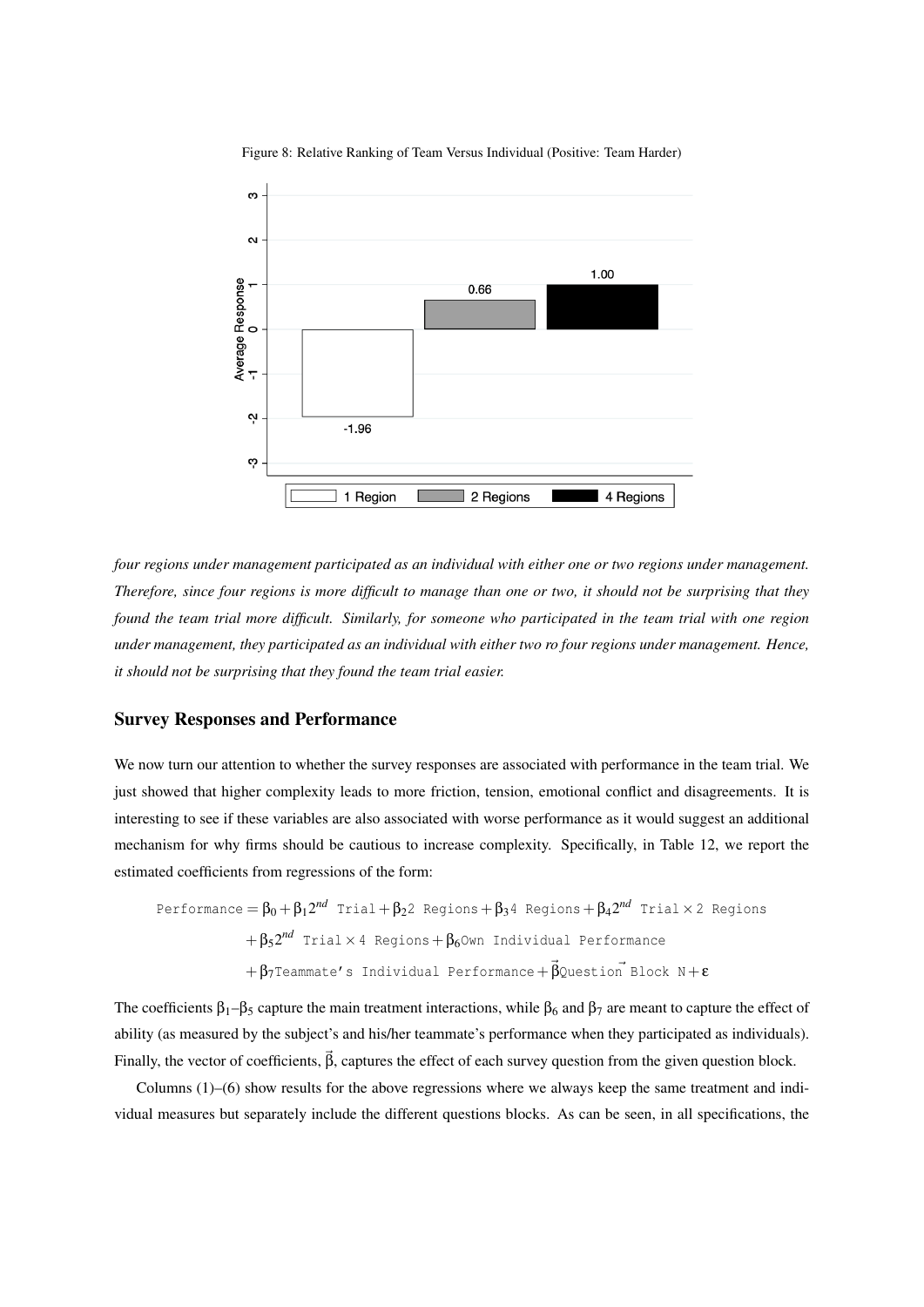Figure 8: Relative Ranking of Team Versus Individual (Positive: Team Harder)

*four regions under management participated as an individual with either one or two regions under management. Therefore, since four regions is more difficult to manage than one or two, it should not be surprising that they found the team trial more difficult. Similarly, for someone who participated in the team trial with one region under management, they participated as an individual with either two ro four regions under management. Hence, it should not be surprising that they found the team trial easier.*

## Survey Responses and Performance

We now turn our attention to whether the survey responses are associated with performance in the team trial. We just showed that higher complexity leads to more friction, tension, emotional conflict and disagreements. It is interesting to see if these variables are also associated with worse performance as it would suggest an additional mechanism for why firms should be cautious to increase complexity. Specifically, in Table 12, we report the estimated coefficients from regressions of the form:

$$\begin{aligned}
\texttt{Performance} &= \beta_0 + \beta_1 2^{nd}\ \texttt{Trial} + \beta_2 \texttt{2 Regions} + \beta_3 \texttt{4 Regions} + \beta_4 2^{nd}\ \texttt{Trial} \times \texttt{2 Regions} \\
&+ \beta_5 2^{nd}\ \texttt{Trial} \times \texttt{4 Regions} + \beta_6 \texttt{Own Individual Performance} \\
&+ \beta_7 \texttt{Teammate's Individual Performance} + \vec{\beta} \vec{\texttt{Question Block N}} + \varepsilon
\end{aligned}$$

The coefficients $\beta_1$–$\beta_5$ capture the main treatment interactions, while $\beta_6$ and $\beta_7$ are meant to capture the effect of ability (as measured by the subject's and his/her teammate's performance when they participated as individuals). Finally, the vector of coefficients, $\vec{\beta}$, captures the effect of each survey question from the given question block.

Columns (1)–(6) show results for the above regressions where we always keep the same treatment and individual measures but separately include the different questions blocks. As can be seen, in all specifications, the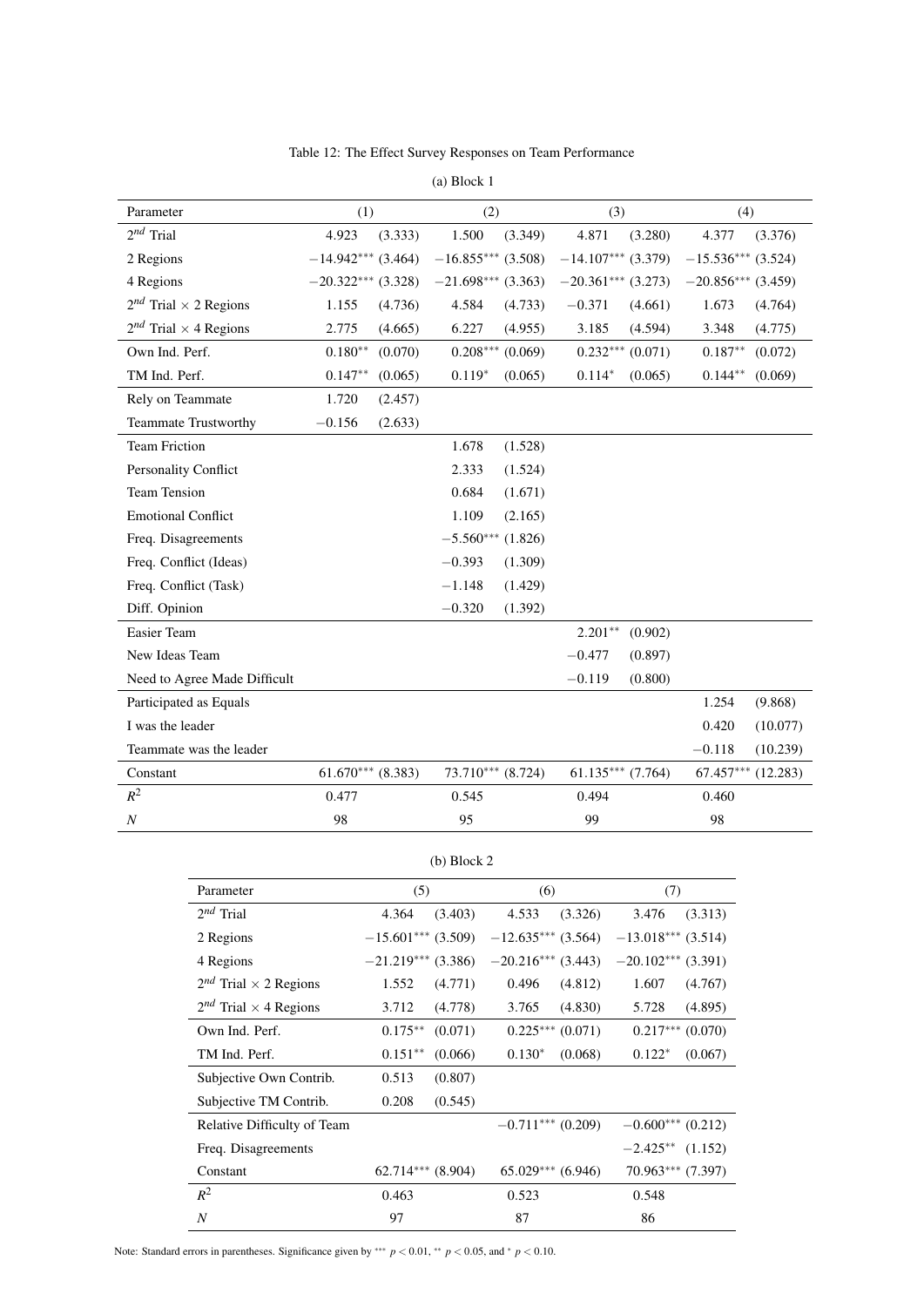Table 12: The Effect Survey Responses on Team Performance

(a) Block 1

| Parameter | (1) | | (2) | | (3) | | (4) | |
|---|---|---|---|---|---|---|---|---|
| $2^{nd}$ Trial | 4.923 | (3.333) | 1.500 | (3.349) | 4.871 | (3.280) | 4.377 | (3.376) |
| 2 Regions | $-14.942^{***}$ | (3.464) | $-16.855^{***}$ | (3.508) | $-14.107^{***}$ | (3.379) | $-15.536^{***}$ | (3.524) |
| 4 Regions | $-20.322^{***}$ | (3.328) | $-21.698^{***}$ | (3.363) | $-20.361^{***}$ | (3.273) | $-20.856^{***}$ | (3.459) |
| $2^{nd}$ Trial $\times$ 2 Regions | 1.155 | (4.736) | 4.584 | (4.733) | $-0.371$ | (4.661) | 1.673 | (4.764) |
| $2^{nd}$ Trial $\times$ 4 Regions | 2.775 | (4.665) | 6.227 | (4.955) | 3.185 | (4.594) | 3.348 | (4.775) |
| Own Ind. Perf. | $0.180^{**}$ | (0.070) | $0.208^{***}$ | (0.069) | $0.232^{***}$ | (0.071) | $0.187^{**}$ | (0.072) |
| TM Ind. Perf. | $0.147^{**}$ | (0.065) | $0.119^{*}$ | (0.065) | $0.114^{*}$ | (0.065) | $0.144^{**}$ | (0.069) |
| Rely on Teammate | 1.720 | (2.457) | | | | | | |
| Teammate Trustworthy | $-0.156$ | (2.633) | | | | | | |
| Team Friction | | | 1.678 | (1.528) | | | | |
| Personality Conflict | | | 2.333 | (1.524) | | | | |
| Team Tension | | | 0.684 | (1.671) | | | | |
| Emotional Conflict | | | 1.109 | (2.165) | | | | |
| Freq. Disagreements | | | $-5.560^{***}$ | (1.826) | | | | |
| Freq. Conflict (Ideas) | | | $-0.393$ | (1.309) | | | | |
| Freq. Conflict (Task) | | | $-1.148$ | (1.429) | | | | |
| Diff. Opinion | | | $-0.320$ | (1.392) | | | | |
| Easier Team | | | | | $2.201^{**}$ | (0.902) | | |
| New Ideas Team | | | | | $-0.477$ | (0.897) | | |
| Need to Agree Made Difficult | | | | | $-0.119$ | (0.800) | | |
| Participated as Equals | | | | | | | 1.254 | (9.868) |
| I was the leader | | | | | | | 0.420 | (10.077) |
| Teammate was the leader | | | | | | | $-0.118$ | (10.239) |
| Constant | $61.670^{***}$ | (8.383) | $73.710^{***}$ | (8.724) | $61.135^{***}$ | (7.764) | $67.457^{***}$ | (12.283) |
| $R^2$ | 0.477 | | 0.545 | | 0.494 | | 0.460 | |
| $N$ | 98 | | 95 | | 99 | | 98 | |

(b) Block 2

| Parameter | (5) | | (6) | | (7) | |
|---|---|---|---|---|---|---|
| $2^{nd}$ Trial | 4.364 | (3.403) | 4.533 | (3.326) | 3.476 | (3.313) |
| 2 Regions | $-15.601^{***}$ | (3.509) | $-12.635^{***}$ | (3.564) | $-13.018^{***}$ | (3.514) |
| 4 Regions | $-21.219^{***}$ | (3.386) | $-20.216^{***}$ | (3.443) | $-20.102^{***}$ | (3.391) |
| $2^{nd}$ Trial $\times$ 2 Regions | 1.552 | (4.771) | 0.496 | (4.812) | 1.607 | (4.767) |
| $2^{nd}$ Trial $\times$ 4 Regions | 3.712 | (4.778) | 3.765 | (4.830) | 5.728 | (4.895) |
| Own Ind. Perf. | $0.175^{**}$ | (0.071) | $0.225^{***}$ | (0.071) | $0.217^{***}$ | (0.070) |
| TM Ind. Perf. | $0.151^{**}$ | (0.066) | $0.130^{*}$ | (0.068) | $0.122^{*}$ | (0.067) |
| Subjective Own Contrib. | 0.513 | (0.807) | | | | |
| Subjective TM Contrib. | 0.208 | (0.545) | | | | |
| Relative Difficulty of Team | | | $-0.711^{***}$ | (0.209) | $-0.600^{***}$ | (0.212) |
| Freq. Disagreements | | | | | $-2.425^{**}$ | (1.152) |
| Constant | $62.714^{***}$ | (8.904) | $65.029^{***}$ | (6.946) | $70.963^{***}$ | (7.397) |
| $R^2$ | 0.463 | | 0.523 | | 0.548 | |
| $N$ | 97 | | 87 | | 86 | |

Note: Standard errors in parentheses. Significance given by $^{***}$ $p < 0.01$, $^{**}$ $p < 0.05$, and $^{*}$ $p < 0.10$.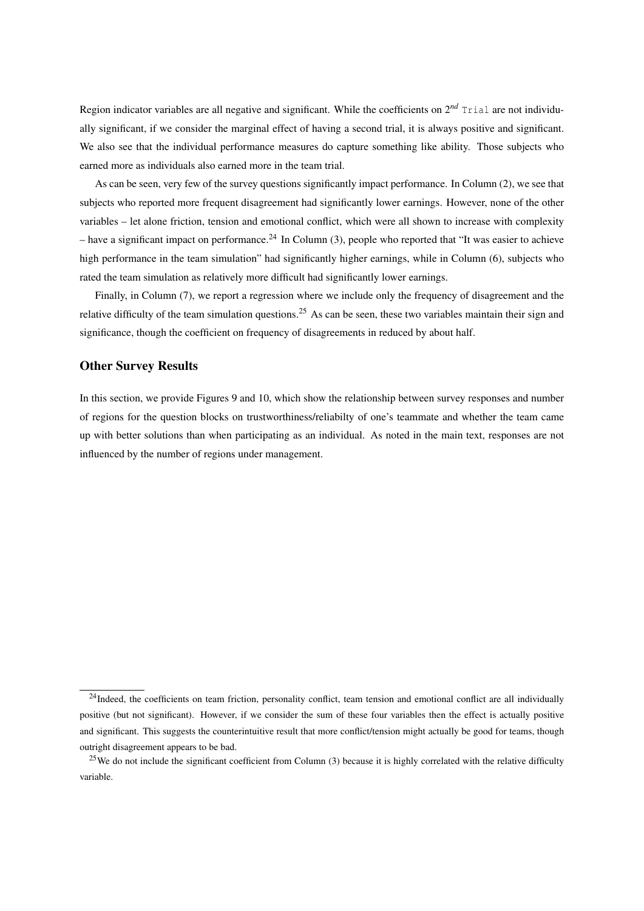Region indicator variables are all negative and significant. While the coefficients on $2^{nd}$ `Trial` are not individually significant, if we consider the marginal effect of having a second trial, it is always positive and significant. We also see that the individual performance measures do capture something like ability. Those subjects who earned more as individuals also earned more in the team trial.

As can be seen, very few of the survey questions significantly impact performance. In Column (2), we see that subjects who reported more frequent disagreement had significantly lower earnings. However, none of the other variables – let alone friction, tension and emotional conflict, which were all shown to increase with complexity – have a significant impact on performance.[24] In Column (3), people who reported that "It was easier to achieve high performance in the team simulation" had significantly higher earnings, while in Column (6), subjects who rated the team simulation as relatively more difficult had significantly lower earnings.

Finally, in Column (7), we report a regression where we include only the frequency of disagreement and the relative difficulty of the team simulation questions.[25] As can be seen, these two variables maintain their sign and significance, though the coefficient on frequency of disagreements in reduced by about half.

### Other Survey Results

In this section, we provide Figures 9 and 10, which show the relationship between survey responses and number of regions for the question blocks on trustworthiness/reliabilty of one's teammate and whether the team came up with better solutions than when participating as an individual. As noted in the main text, responses are not influenced by the number of regions under management.

---

[24] Indeed, the coefficients on team friction, personality conflict, team tension and emotional conflict are all individually positive (but not significant). However, if we consider the sum of these four variables then the effect is actually positive and significant. This suggests the counterintuitive result that more conflict/tension might actually be good for teams, though outright disagreement appears to be bad.

[25] We do not include the significant coefficient from Column (3) because it is highly correlated with the relative difficulty variable.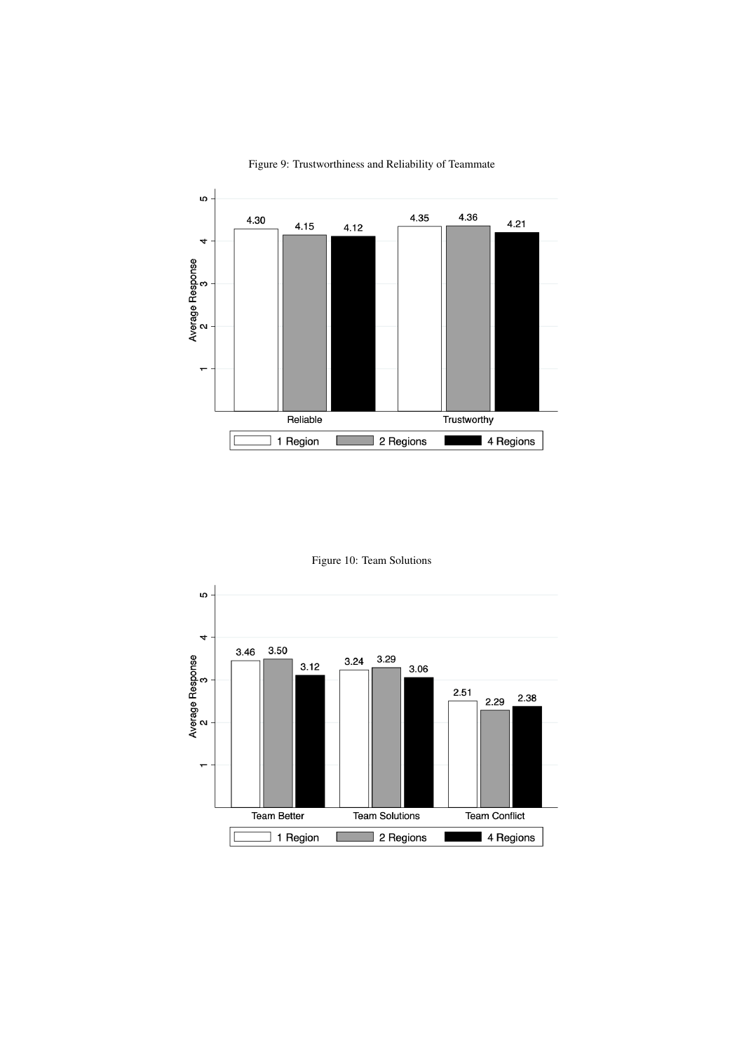Figure 9: Trustworthiness and Reliability of Teammate

Average Response

5
4
3
2
1

4.30
4.15
4.12
4.35
4.36
4.21

Reliable
Trustworthy

1 Region
2 Regions
4 Regions

Figure 10: Team Solutions

Average Response

5
4
3
2
1

3.46
3.50
3.12
3.24
3.29
3.06
2.51
2.29
2.38

Team Better
Team Solutions
Team Conflict

1 Region
2 Regions
4 Regions